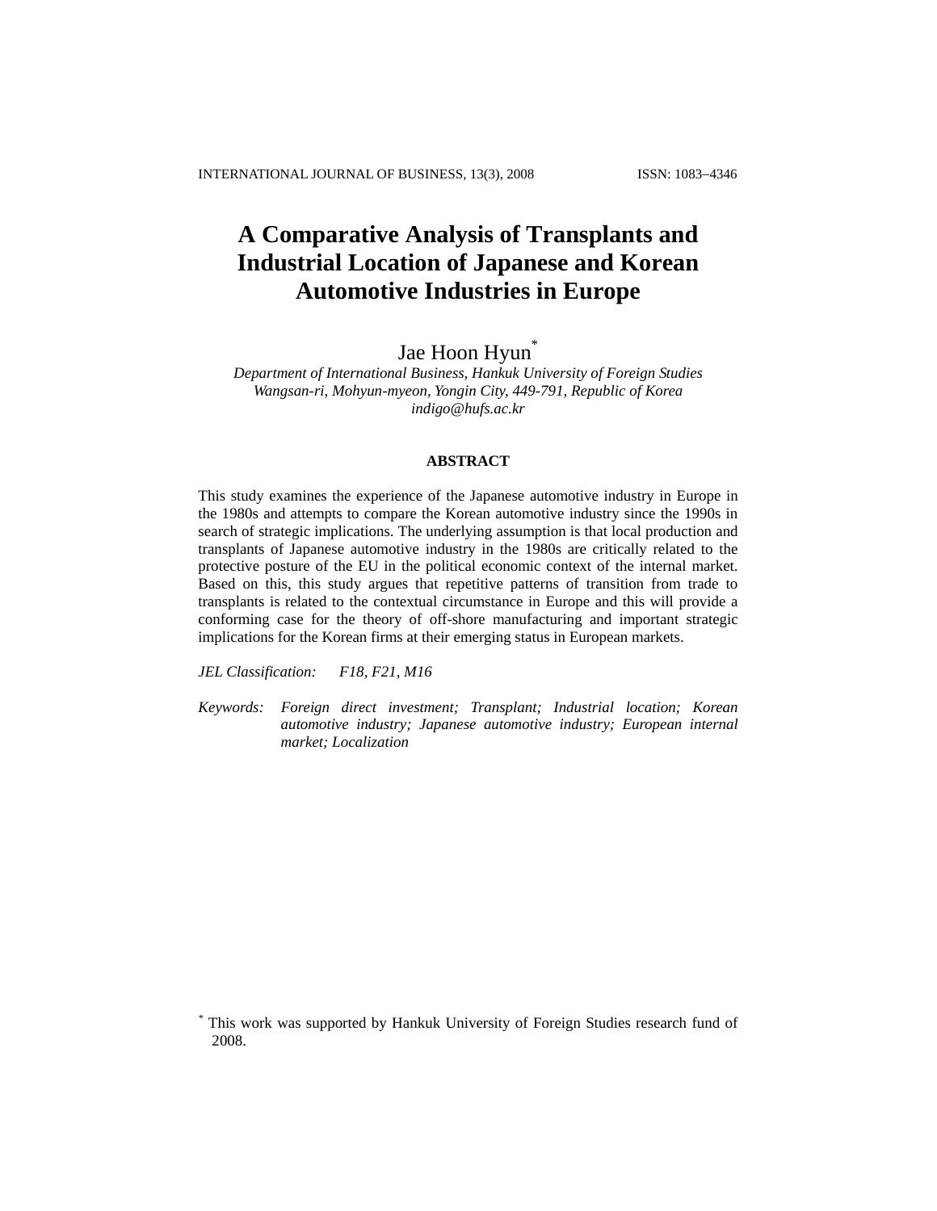# A Comparative Analysis of Transplants and Industrial Location of Japanese and Korean Automotive Industries in Europe

Jae Hoon Hyun*

*Department of International Business, Hankuk University of Foreign Studies*
*Wangsan-ri, Mohyun-myeon, Yongin City, 449-791, Republic of Korea*
*indigo@hufs.ac.kr*

## ABSTRACT

This study examines the experience of the Japanese automotive industry in Europe in the 1980s and attempts to compare the Korean automotive industry since the 1990s in search of strategic implications. The underlying assumption is that local production and transplants of Japanese automotive industry in the 1980s are critically related to the protective posture of the EU in the political economic context of the internal market. Based on this, this study argues that repetitive patterns of transition from trade to transplants is related to the contextual circumstance in Europe and this will provide a conforming case for the theory of off-shore manufacturing and important strategic implications for the Korean firms at their emerging status in European markets.

*JEL Classification:* *F18, F21, M16*

*Keywords:* *Foreign direct investment; Transplant; Industrial location; Korean automotive industry; Japanese automotive industry; European internal market; Localization*

* This work was supported by Hankuk University of Foreign Studies research fund of 2008.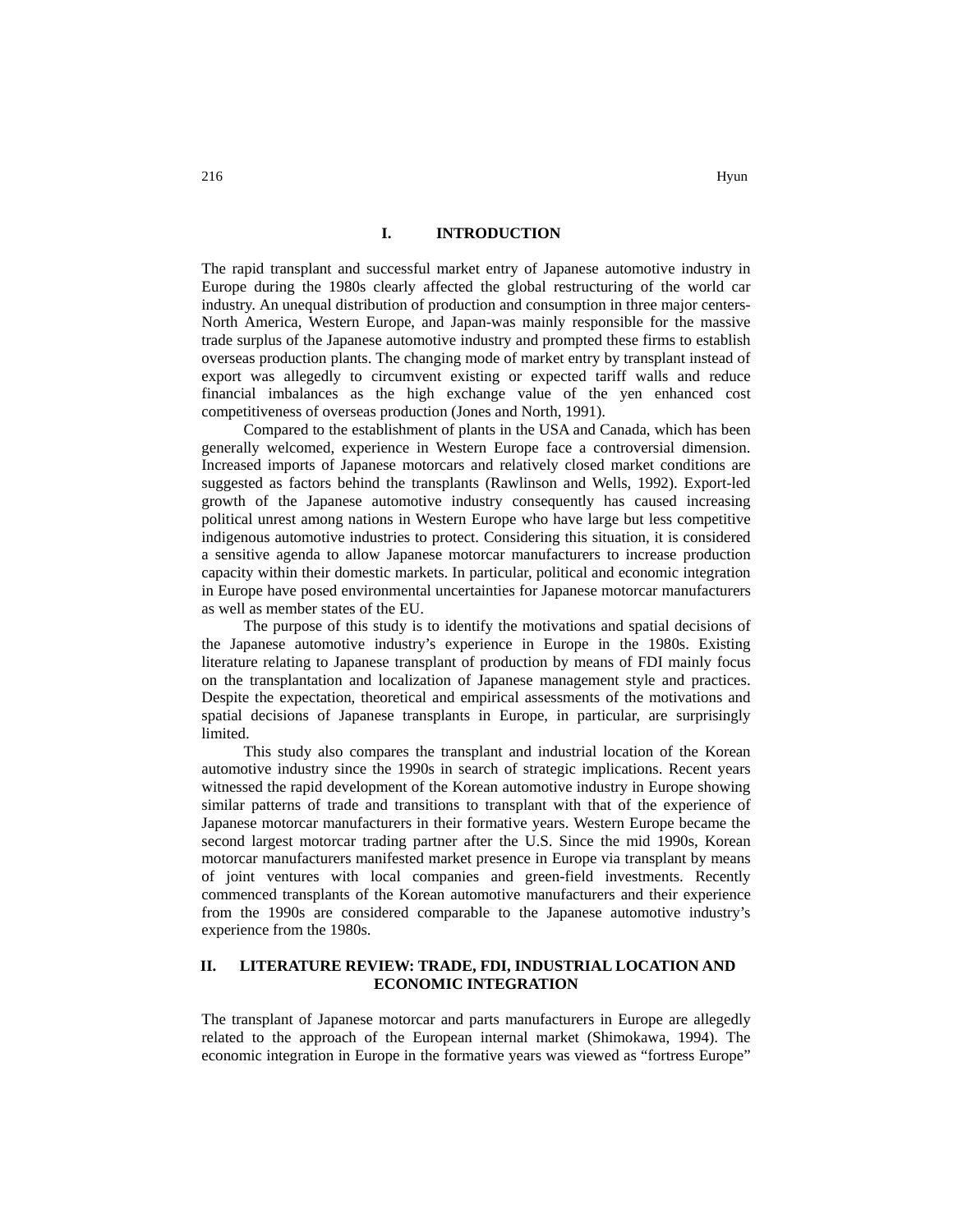## I. INTRODUCTION

The rapid transplant and successful market entry of Japanese automotive industry in Europe during the 1980s clearly affected the global restructuring of the world car industry. An unequal distribution of production and consumption in three major centers-North America, Western Europe, and Japan-was mainly responsible for the massive trade surplus of the Japanese automotive industry and prompted these firms to establish overseas production plants. The changing mode of market entry by transplant instead of export was allegedly to circumvent existing or expected tariff walls and reduce financial imbalances as the high exchange value of the yen enhanced cost competitiveness of overseas production (Jones and North, 1991).

Compared to the establishment of plants in the USA and Canada, which has been generally welcomed, experience in Western Europe face a controversial dimension. Increased imports of Japanese motorcars and relatively closed market conditions are suggested as factors behind the transplants (Rawlinson and Wells, 1992). Export-led growth of the Japanese automotive industry consequently has caused increasing political unrest among nations in Western Europe who have large but less competitive indigenous automotive industries to protect. Considering this situation, it is considered a sensitive agenda to allow Japanese motorcar manufacturers to increase production capacity within their domestic markets. In particular, political and economic integration in Europe have posed environmental uncertainties for Japanese motorcar manufacturers as well as member states of the EU.

The purpose of this study is to identify the motivations and spatial decisions of the Japanese automotive industry's experience in Europe in the 1980s. Existing literature relating to Japanese transplant of production by means of FDI mainly focus on the transplantation and localization of Japanese management style and practices. Despite the expectation, theoretical and empirical assessments of the motivations and spatial decisions of Japanese transplants in Europe, in particular, are surprisingly limited.

This study also compares the transplant and industrial location of the Korean automotive industry since the 1990s in search of strategic implications. Recent years witnessed the rapid development of the Korean automotive industry in Europe showing similar patterns of trade and transitions to transplant with that of the experience of Japanese motorcar manufacturers in their formative years. Western Europe became the second largest motorcar trading partner after the U.S. Since the mid 1990s, Korean motorcar manufacturers manifested market presence in Europe via transplant by means of joint ventures with local companies and green-field investments. Recently commenced transplants of the Korean automotive manufacturers and their experience from the 1990s are considered comparable to the Japanese automotive industry's experience from the 1980s.

## II. LITERATURE REVIEW: TRADE, FDI, INDUSTRIAL LOCATION AND ECONOMIC INTEGRATION

The transplant of Japanese motorcar and parts manufacturers in Europe are allegedly related to the approach of the European internal market (Shimokawa, 1994). The economic integration in Europe in the formative years was viewed as "fortress Europe"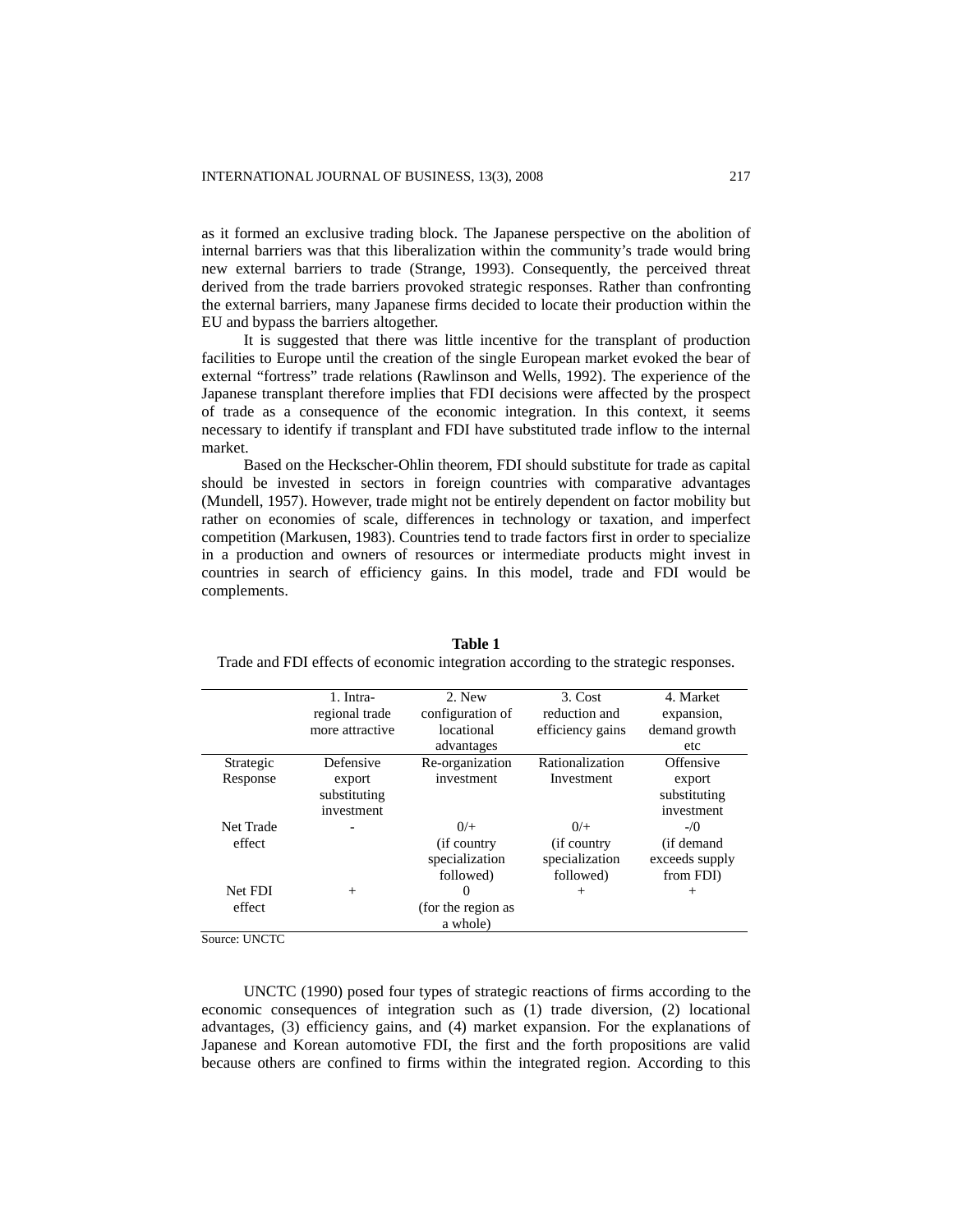as it formed an exclusive trading block. The Japanese perspective on the abolition of internal barriers was that this liberalization within the community's trade would bring new external barriers to trade (Strange, 1993). Consequently, the perceived threat derived from the trade barriers provoked strategic responses. Rather than confronting the external barriers, many Japanese firms decided to locate their production within the EU and bypass the barriers altogether.

It is suggested that there was little incentive for the transplant of production facilities to Europe until the creation of the single European market evoked the bear of external "fortress" trade relations (Rawlinson and Wells, 1992). The experience of the Japanese transplant therefore implies that FDI decisions were affected by the prospect of trade as a consequence of the economic integration. In this context, it seems necessary to identify if transplant and FDI have substituted trade inflow to the internal market.

Based on the Heckscher-Ohlin theorem, FDI should substitute for trade as capital should be invested in sectors in foreign countries with comparative advantages (Mundell, 1957). However, trade might not be entirely dependent on factor mobility but rather on economies of scale, differences in technology or taxation, and imperfect competition (Markusen, 1983). Countries tend to trade factors first in order to specialize in a production and owners of resources or intermediate products might invest in countries in search of efficiency gains. In this model, trade and FDI would be complements.

**Table 1**

Trade and FDI effects of economic integration according to the strategic responses.

| | 1. Intra-regional trade more attractive | 2. New configuration of locational advantages | 3. Cost reduction and efficiency gains | 4. Market expansion, demand growth etc |
|---|---|---|---|---|
| Strategic Response | Defensive export substituting investment | Re-organization investment | Rationalization Investment | Offensive export substituting investment |
| Net Trade effect | - | 0/+ (if country specialization followed) | 0/+ (if country specialization followed) | -/0 (if demand exceeds supply from FDI) |
| Net FDI effect | + | 0 (for the region as a whole) | + | + |

Source: UNCTC

UNCTC (1990) posed four types of strategic reactions of firms according to the economic consequences of integration such as (1) trade diversion, (2) locational advantages, (3) efficiency gains, and (4) market expansion. For the explanations of Japanese and Korean automotive FDI, the first and the forth propositions are valid because others are confined to firms within the integrated region. According to this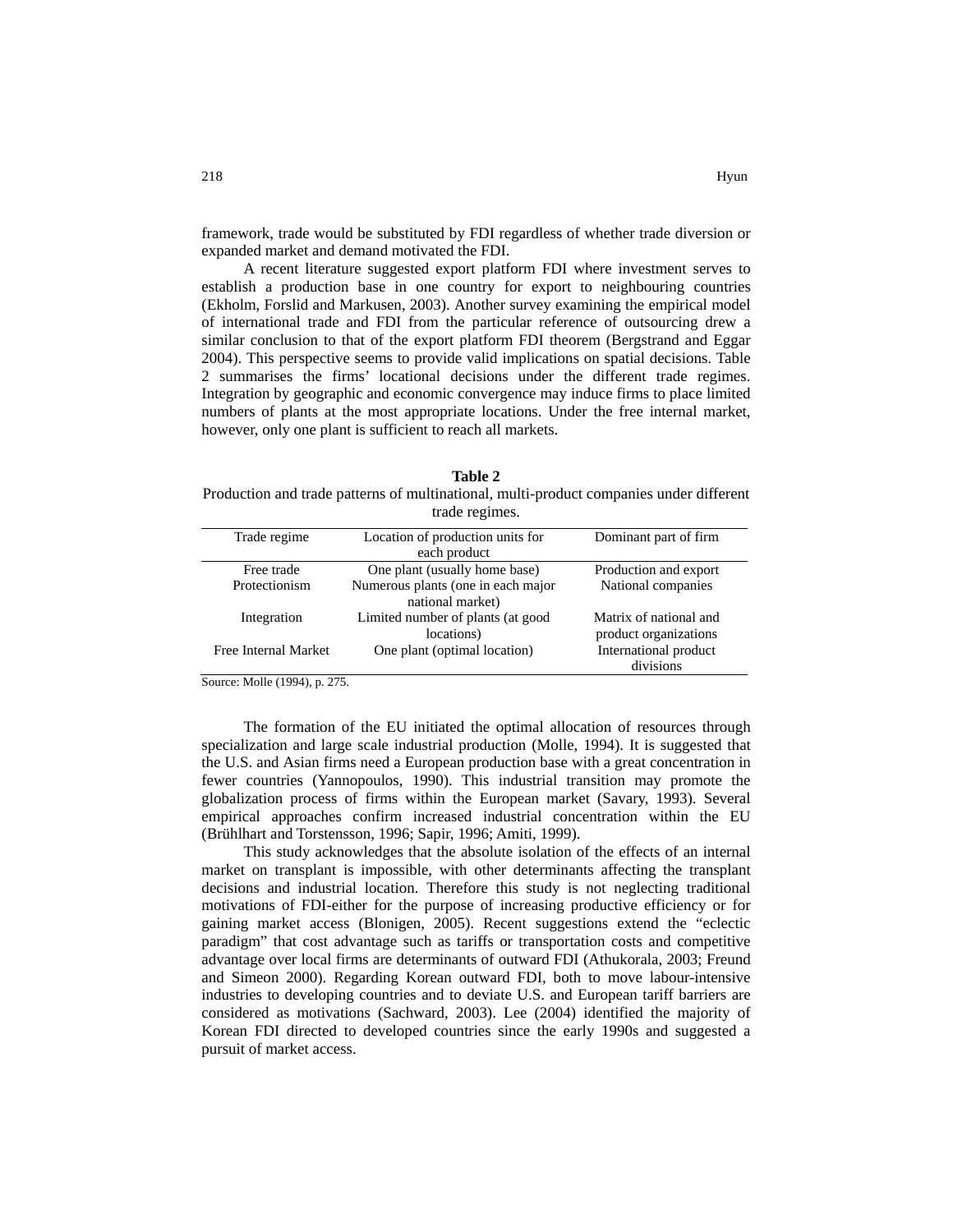framework, trade would be substituted by FDI regardless of whether trade diversion or expanded market and demand motivated the FDI.

A recent literature suggested export platform FDI where investment serves to establish a production base in one country for export to neighbouring countries (Ekholm, Forslid and Markusen, 2003). Another survey examining the empirical model of international trade and FDI from the particular reference of outsourcing drew a similar conclusion to that of the export platform FDI theorem (Bergstrand and Eggar 2004). This perspective seems to provide valid implications on spatial decisions. Table 2 summarises the firms' locational decisions under the different trade regimes. Integration by geographic and economic convergence may induce firms to place limited numbers of plants at the most appropriate locations. Under the free internal market, however, only one plant is sufficient to reach all markets.

**Table 2**
Production and trade patterns of multinational, multi-product companies under different trade regimes.

| Trade regime | Location of production units for each product | Dominant part of firm |
|---|---|---|
| Free trade | One plant (usually home base) | Production and export |
| Protectionism | Numerous plants (one in each major national market) | National companies |
| Integration | Limited number of plants (at good locations) | Matrix of national and product organizations |
| Free Internal Market | One plant (optimal location) | International product divisions |

Source: Molle (1994), p. 275.

The formation of the EU initiated the optimal allocation of resources through specialization and large scale industrial production (Molle, 1994). It is suggested that the U.S. and Asian firms need a European production base with a great concentration in fewer countries (Yannopoulos, 1990). This industrial transition may promote the globalization process of firms within the European market (Savary, 1993). Several empirical approaches confirm increased industrial concentration within the EU (Brühlhart and Torstensson, 1996; Sapir, 1996; Amiti, 1999).

This study acknowledges that the absolute isolation of the effects of an internal market on transplant is impossible, with other determinants affecting the transplant decisions and industrial location. Therefore this study is not neglecting traditional motivations of FDI-either for the purpose of increasing productive efficiency or for gaining market access (Blonigen, 2005). Recent suggestions extend the "eclectic paradigm" that cost advantage such as tariffs or transportation costs and competitive advantage over local firms are determinants of outward FDI (Athukorala, 2003; Freund and Simeon 2000). Regarding Korean outward FDI, both to move labour-intensive industries to developing countries and to deviate U.S. and European tariff barriers are considered as motivations (Sachward, 2003). Lee (2004) identified the majority of Korean FDI directed to developed countries since the early 1990s and suggested a pursuit of market access.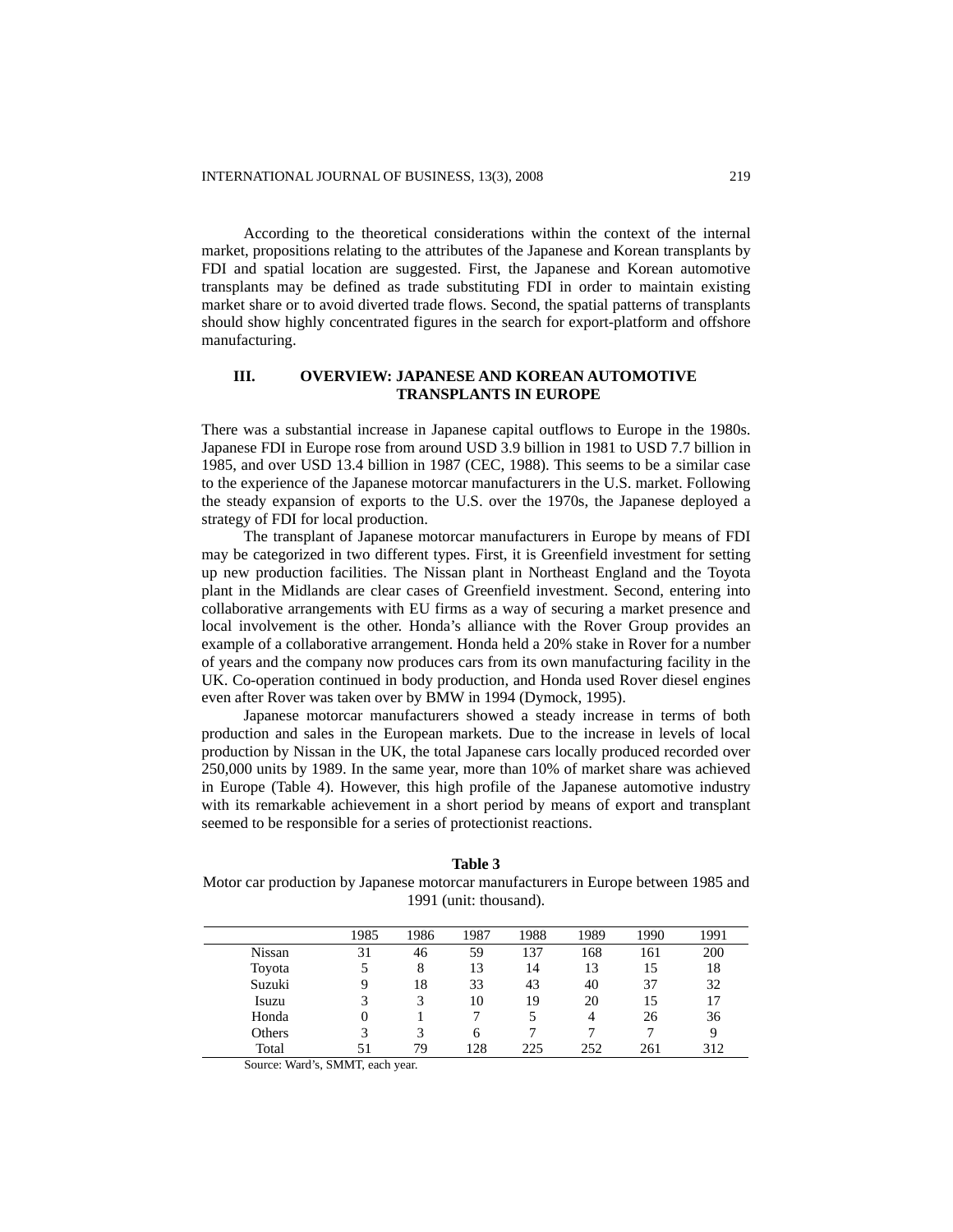According to the theoretical considerations within the context of the internal market, propositions relating to the attributes of the Japanese and Korean transplants by FDI and spatial location are suggested. First, the Japanese and Korean automotive transplants may be defined as trade substituting FDI in order to maintain existing market share or to avoid diverted trade flows. Second, the spatial patterns of transplants should show highly concentrated figures in the search for export-platform and offshore manufacturing.

## III. OVERVIEW: JAPANESE AND KOREAN AUTOMOTIVE TRANSPLANTS IN EUROPE

There was a substantial increase in Japanese capital outflows to Europe in the 1980s. Japanese FDI in Europe rose from around USD 3.9 billion in 1981 to USD 7.7 billion in 1985, and over USD 13.4 billion in 1987 (CEC, 1988). This seems to be a similar case to the experience of the Japanese motorcar manufacturers in the U.S. market. Following the steady expansion of exports to the U.S. over the 1970s, the Japanese deployed a strategy of FDI for local production.

The transplant of Japanese motorcar manufacturers in Europe by means of FDI may be categorized in two different types. First, it is Greenfield investment for setting up new production facilities. The Nissan plant in Northeast England and the Toyota plant in the Midlands are clear cases of Greenfield investment. Second, entering into collaborative arrangements with EU firms as a way of securing a market presence and local involvement is the other. Honda's alliance with the Rover Group provides an example of a collaborative arrangement. Honda held a 20% stake in Rover for a number of years and the company now produces cars from its own manufacturing facility in the UK. Co-operation continued in body production, and Honda used Rover diesel engines even after Rover was taken over by BMW in 1994 (Dymock, 1995).

Japanese motorcar manufacturers showed a steady increase in terms of both production and sales in the European markets. Due to the increase in levels of local production by Nissan in the UK, the total Japanese cars locally produced recorded over 250,000 units by 1989. In the same year, more than 10% of market share was achieved in Europe (Table 4). However, this high profile of the Japanese automotive industry with its remarkable achievement in a short period by means of export and transplant seemed to be responsible for a series of protectionist reactions.

**Table 3**
Motor car production by Japanese motorcar manufacturers in Europe between 1985 and 1991 (unit: thousand).

| | 1985 | 1986 | 1987 | 1988 | 1989 | 1990 | 1991 |
|---|---|---|---|---|---|---|---|
| Nissan | 31 | 46 | 59 | 137 | 168 | 161 | 200 |
| Toyota | 5 | 8 | 13 | 14 | 13 | 15 | 18 |
| Suzuki | 9 | 18 | 33 | 43 | 40 | 37 | 32 |
| Isuzu | 3 | 3 | 10 | 19 | 20 | 15 | 17 |
| Honda | 0 | 1 | 7 | 5 | 4 | 26 | 36 |
| Others | 3 | 3 | 6 | 7 | 7 | 7 | 9 |
| Total | 51 | 79 | 128 | 225 | 252 | 261 | 312 |

Source: Ward's, SMMT, each year.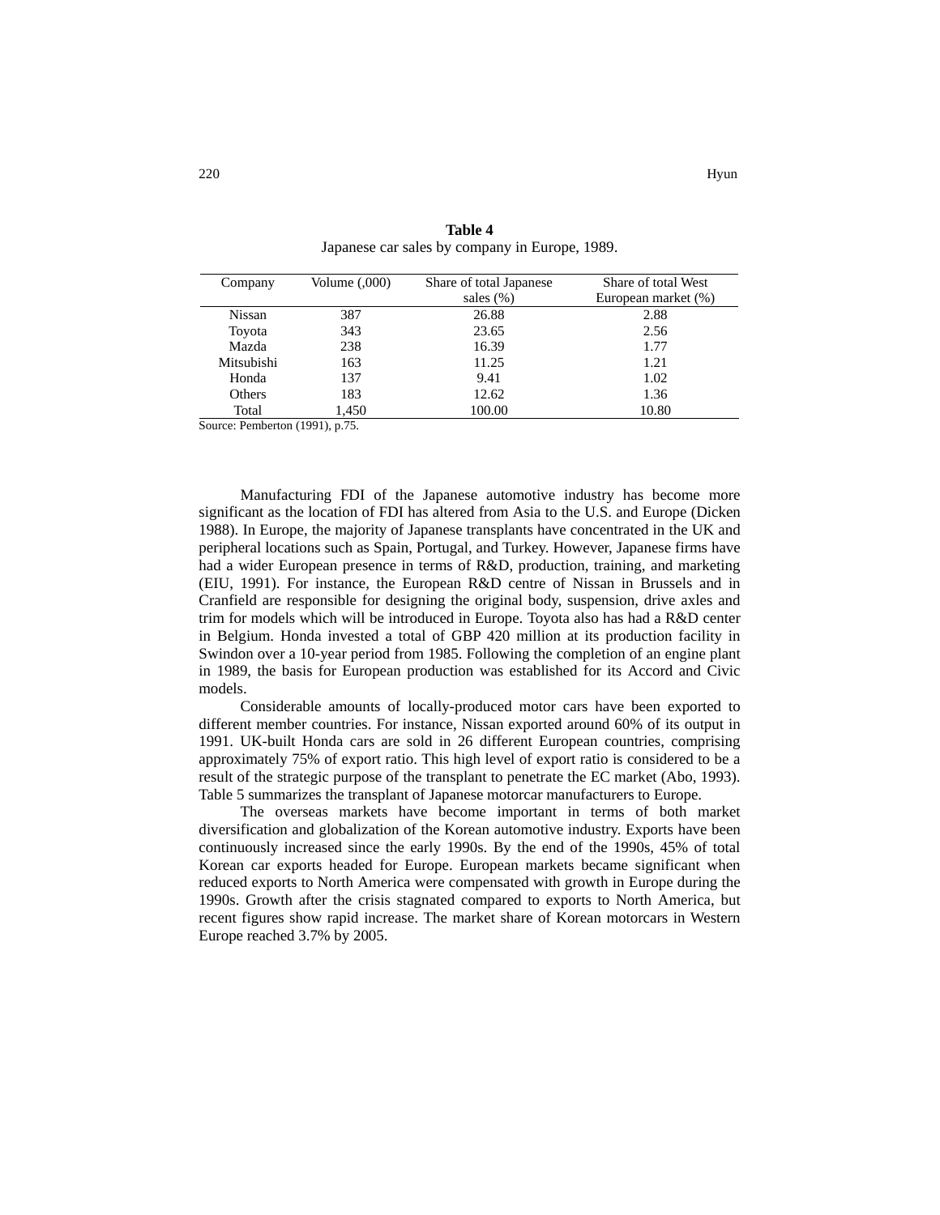**Table 4**
Japanese car sales by company in Europe, 1989.

| Company | Volume (,000) | Share of total Japanese sales (%) | Share of total West European market (%) |
|---|---|---|---|
| Nissan | 387 | 26.88 | 2.88 |
| Toyota | 343 | 23.65 | 2.56 |
| Mazda | 238 | 16.39 | 1.77 |
| Mitsubishi | 163 | 11.25 | 1.21 |
| Honda | 137 | 9.41 | 1.02 |
| Others | 183 | 12.62 | 1.36 |
| Total | 1,450 | 100.00 | 10.80 |

Source: Pemberton (1991), p.75.

Manufacturing FDI of the Japanese automotive industry has become more significant as the location of FDI has altered from Asia to the U.S. and Europe (Dicken 1988). In Europe, the majority of Japanese transplants have concentrated in the UK and peripheral locations such as Spain, Portugal, and Turkey. However, Japanese firms have had a wider European presence in terms of R&D, production, training, and marketing (EIU, 1991). For instance, the European R&D centre of Nissan in Brussels and in Cranfield are responsible for designing the original body, suspension, drive axles and trim for models which will be introduced in Europe. Toyota also has had a R&D center in Belgium. Honda invested a total of GBP 420 million at its production facility in Swindon over a 10-year period from 1985. Following the completion of an engine plant in 1989, the basis for European production was established for its Accord and Civic models.

Considerable amounts of locally-produced motor cars have been exported to different member countries. For instance, Nissan exported around 60% of its output in 1991. UK-built Honda cars are sold in 26 different European countries, comprising approximately 75% of export ratio. This high level of export ratio is considered to be a result of the strategic purpose of the transplant to penetrate the EC market (Abo, 1993). Table 5 summarizes the transplant of Japanese motorcar manufacturers to Europe.

The overseas markets have become important in terms of both market diversification and globalization of the Korean automotive industry. Exports have been continuously increased since the early 1990s. By the end of the 1990s, 45% of total Korean car exports headed for Europe. European markets became significant when reduced exports to North America were compensated with growth in Europe during the 1990s. Growth after the crisis stagnated compared to exports to North America, but recent figures show rapid increase. The market share of Korean motorcars in Western Europe reached 3.7% by 2005.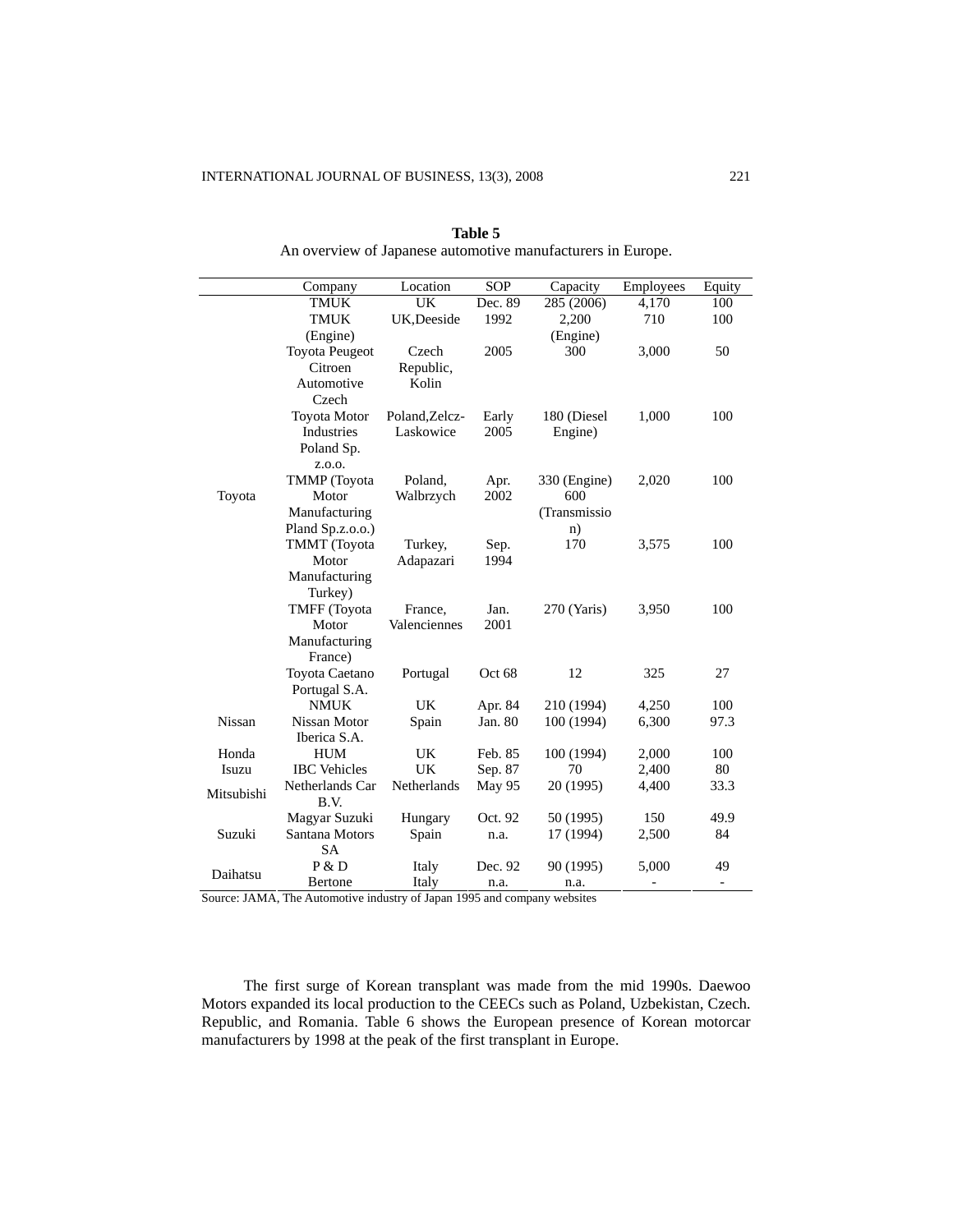**Table 5**
An overview of Japanese automotive manufacturers in Europe.

| | Company | Location | SOP | Capacity | Employees | Equity |
|---|---|---|---|---|---|---|
| Toyota | TMUK | UK | Dec. 89 | 285 (2006) | 4,170 | 100 |
| | TMUK (Engine) | UK,Deeside | 1992 | 2,200 (Engine) | 710 | 100 |
| | Toyota Peugeot Citroen Automotive Czech | Czech Republic, Kolin | 2005 | 300 | 3,000 | 50 |
| | Toyota Motor Industries Poland Sp. z.o.o. | Poland,Zelcz-Laskowice | Early 2005 | 180 (Diesel Engine) | 1,000 | 100 |
| | TMMP (Toyota Motor Manufacturing Pland Sp.z.o.o.) | Poland, Walbrzych | Apr. 2002 | 330 (Engine) 600 (Transmission) | 2,020 | 100 |
| | TMMT (Toyota Motor Manufacturing Turkey) | Turkey, Adapazari | Sep. 1994 | 170 | 3,575 | 100 |
| | TMFF (Toyota Motor Manufacturing France) | France, Valenciennes | Jan. 2001 | 270 (Yaris) | 3,950 | 100 |
| | Toyota Caetano Portugal S.A. | Portugal | Oct 68 | 12 | 325 | 27 |
| Nissan | NMUK | UK | Apr. 84 | 210 (1994) | 4,250 | 100 |
| | Nissan Motor Iberica S.A. | Spain | Jan. 80 | 100 (1994) | 6,300 | 97.3 |
| Honda | HUM | UK | Feb. 85 | 100 (1994) | 2,000 | 100 |
| Isuzu | IBC Vehicles | UK | Sep. 87 | 70 | 2,400 | 80 |
| Mitsubishi | Netherlands Car B.V. | Netherlands | May 95 | 20 (1995) | 4,400 | 33.3 |
| Suzuki | Magyar Suzuki | Hungary | Oct. 92 | 50 (1995) | 150 | 49.9 |
| | Santana Motors SA | Spain | n.a. | 17 (1994) | 2,500 | 84 |
| Daihatsu | P & D | Italy | Dec. 92 | 90 (1995) | 5,000 | 49 |
| | Bertone | Italy | n.a. | n.a. | - | - |

Source: JAMA, The Automotive industry of Japan 1995 and company websites

The first surge of Korean transplant was made from the mid 1990s. Daewoo Motors expanded its local production to the CEECs such as Poland, Uzbekistan, Czech. Republic, and Romania. Table 6 shows the European presence of Korean motorcar manufacturers by 1998 at the peak of the first transplant in Europe.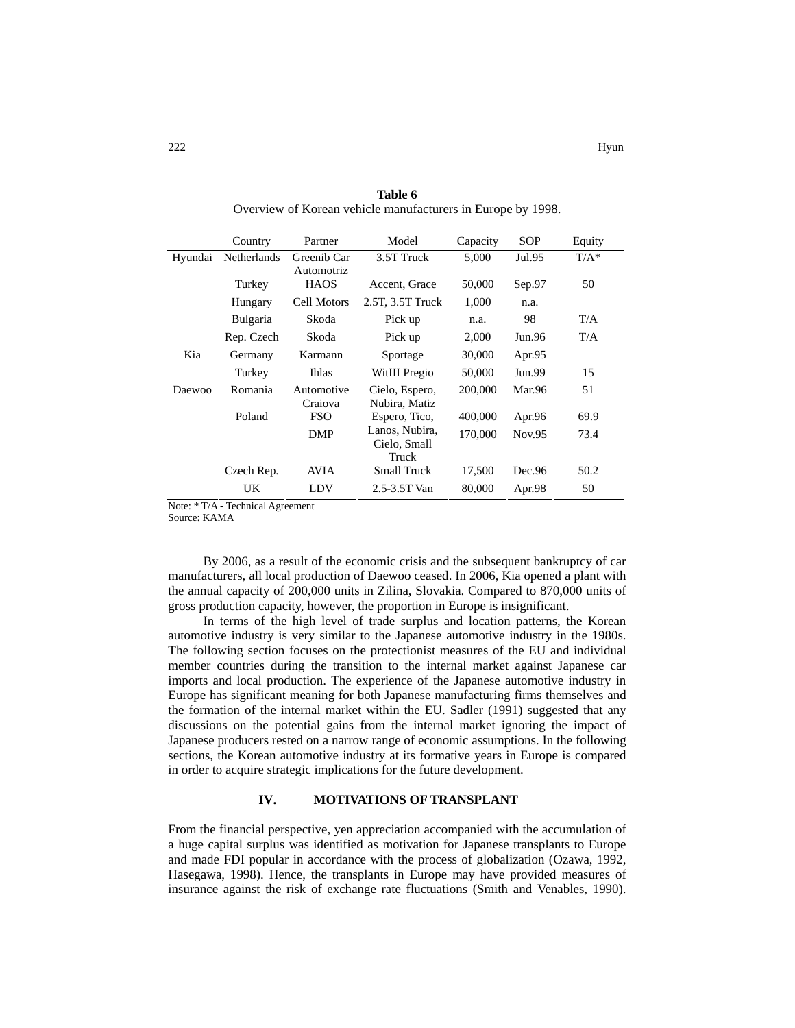**Table 6**
Overview of Korean vehicle manufacturers in Europe by 1998.

| | Country | Partner | Model | Capacity | SOP | Equity |
|---|---|---|---|---|---|---|
| Hyundai | Netherlands | Greenib Car Automotriz | 3.5T Truck | 5,000 | Jul.95 | T/A* |
| | Turkey | HAOS | Accent, Grace | 50,000 | Sep.97 | 50 |
| | Hungary | Cell Motors | 2.5T, 3.5T Truck | 1,000 | n.a. | |
| | Bulgaria | Skoda | Pick up | n.a. | 98 | T/A |
| | Rep. Czech | Skoda | Pick up | 2,000 | Jun.96 | T/A |
| Kia | Germany | Karmann | Sportage | 30,000 | Apr.95 | |
| | Turkey | Ihlas | WitIII Pregio | 50,000 | Jun.99 | 15 |
| Daewoo | Romania | Automotive Craiova | Cielo, Espero, Nubira, Matiz | 200,000 | Mar.96 | 51 |
| | Poland | FSO | Espero, Tico, | 400,000 | Apr.96 | 69.9 |
| | | DMP | Lanos, Nubira, Cielo, Small Truck | 170,000 | Nov.95 | 73.4 |
| | Czech Rep. | AVIA | Small Truck | 17,500 | Dec.96 | 50.2 |
| | UK | LDV | 2.5-3.5T Van | 80,000 | Apr.98 | 50 |

Note: * T/A - Technical Agreement
Source: KAMA

By 2006, as a result of the economic crisis and the subsequent bankruptcy of car manufacturers, all local production of Daewoo ceased. In 2006, Kia opened a plant with the annual capacity of 200,000 units in Zilina, Slovakia. Compared to 870,000 units of gross production capacity, however, the proportion in Europe is insignificant.

In terms of the high level of trade surplus and location patterns, the Korean automotive industry is very similar to the Japanese automotive industry in the 1980s. The following section focuses on the protectionist measures of the EU and individual member countries during the transition to the internal market against Japanese car imports and local production. The experience of the Japanese automotive industry in Europe has significant meaning for both Japanese manufacturing firms themselves and the formation of the internal market within the EU. Sadler (1991) suggested that any discussions on the potential gains from the internal market ignoring the impact of Japanese producers rested on a narrow range of economic assumptions. In the following sections, the Korean automotive industry at its formative years in Europe is compared in order to acquire strategic implications for the future development.

## IV. MOTIVATIONS OF TRANSPLANT

From the financial perspective, yen appreciation accompanied with the accumulation of a huge capital surplus was identified as motivation for Japanese transplants to Europe and made FDI popular in accordance with the process of globalization (Ozawa, 1992, Hasegawa, 1998). Hence, the transplants in Europe may have provided measures of insurance against the risk of exchange rate fluctuations (Smith and Venables, 1990).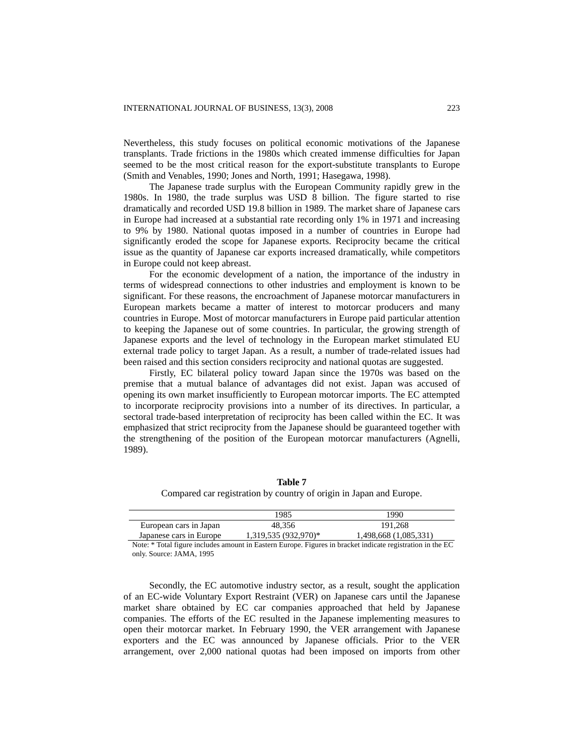Nevertheless, this study focuses on political economic motivations of the Japanese transplants. Trade frictions in the 1980s which created immense difficulties for Japan seemed to be the most critical reason for the export-substitute transplants to Europe (Smith and Venables, 1990; Jones and North, 1991; Hasegawa, 1998).

The Japanese trade surplus with the European Community rapidly grew in the 1980s. In 1980, the trade surplus was USD 8 billion. The figure started to rise dramatically and recorded USD 19.8 billion in 1989. The market share of Japanese cars in Europe had increased at a substantial rate recording only 1% in 1971 and increasing to 9% by 1980. National quotas imposed in a number of countries in Europe had significantly eroded the scope for Japanese exports. Reciprocity became the critical issue as the quantity of Japanese car exports increased dramatically, while competitors in Europe could not keep abreast.

For the economic development of a nation, the importance of the industry in terms of widespread connections to other industries and employment is known to be significant. For these reasons, the encroachment of Japanese motorcar manufacturers in European markets became a matter of interest to motorcar producers and many countries in Europe. Most of motorcar manufacturers in Europe paid particular attention to keeping the Japanese out of some countries. In particular, the growing strength of Japanese exports and the level of technology in the European market stimulated EU external trade policy to target Japan. As a result, a number of trade-related issues had been raised and this section considers reciprocity and national quotas are suggested.

Firstly, EC bilateral policy toward Japan since the 1970s was based on the premise that a mutual balance of advantages did not exist. Japan was accused of opening its own market insufficiently to European motorcar imports. The EC attempted to incorporate reciprocity provisions into a number of its directives. In particular, a sectoral trade-based interpretation of reciprocity has been called within the EC. It was emphasized that strict reciprocity from the Japanese should be guaranteed together with the strengthening of the position of the European motorcar manufacturers (Agnelli, 1989).

**Table 7**

Compared car registration by country of origin in Japan and Europe.

| | 1985 | 1990 |
|---|---|---|
| European cars in Japan | 48,356 | 191,268 |
| Japanese cars in Europe | 1,319,535 (932,970)* | 1,498,668 (1,085,331) |

Note: * Total figure includes amount in Eastern Europe. Figures in bracket indicate registration in the EC only. Source: JAMA, 1995

Secondly, the EC automotive industry sector, as a result, sought the application of an EC-wide Voluntary Export Restraint (VER) on Japanese cars until the Japanese market share obtained by EC car companies approached that held by Japanese companies. The efforts of the EC resulted in the Japanese implementing measures to open their motorcar market. In February 1990, the VER arrangement with Japanese exporters and the EC was announced by Japanese officials. Prior to the VER arrangement, over 2,000 national quotas had been imposed on imports from other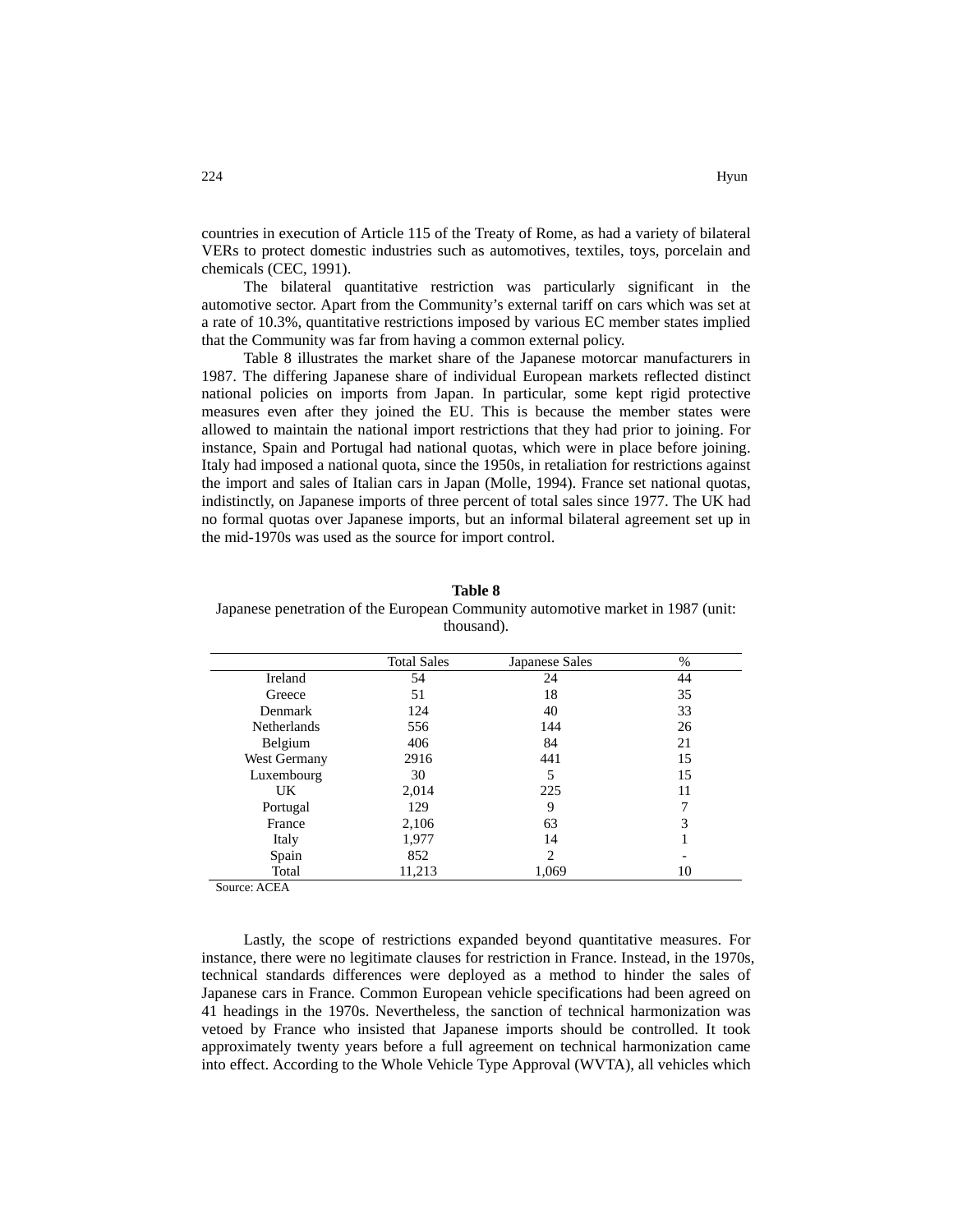countries in execution of Article 115 of the Treaty of Rome, as had a variety of bilateral VERs to protect domestic industries such as automotives, textiles, toys, porcelain and chemicals (CEC, 1991).

The bilateral quantitative restriction was particularly significant in the automotive sector. Apart from the Community's external tariff on cars which was set at a rate of 10.3%, quantitative restrictions imposed by various EC member states implied that the Community was far from having a common external policy.

Table 8 illustrates the market share of the Japanese motorcar manufacturers in 1987. The differing Japanese share of individual European markets reflected distinct national policies on imports from Japan. In particular, some kept rigid protective measures even after they joined the EU. This is because the member states were allowed to maintain the national import restrictions that they had prior to joining. For instance, Spain and Portugal had national quotas, which were in place before joining. Italy had imposed a national quota, since the 1950s, in retaliation for restrictions against the import and sales of Italian cars in Japan (Molle, 1994). France set national quotas, indistinctly, on Japanese imports of three percent of total sales since 1977. The UK had no formal quotas over Japanese imports, but an informal bilateral agreement set up in the mid-1970s was used as the source for import control.

**Table 8**

Japanese penetration of the European Community automotive market in 1987 (unit: thousand).

| | Total Sales | Japanese Sales | % |
|---|---|---|---|
| Ireland | 54 | 24 | 44 |
| Greece | 51 | 18 | 35 |
| Denmark | 124 | 40 | 33 |
| Netherlands | 556 | 144 | 26 |
| Belgium | 406 | 84 | 21 |
| West Germany | 2916 | 441 | 15 |
| Luxembourg | 30 | 5 | 15 |
| UK | 2,014 | 225 | 11 |
| Portugal | 129 | 9 | 7 |
| France | 2,106 | 63 | 3 |
| Italy | 1,977 | 14 | 1 |
| Spain | 852 | 2 | - |
| Total | 11,213 | 1,069 | 10 |

Source: ACEA

Lastly, the scope of restrictions expanded beyond quantitative measures. For instance, there were no legitimate clauses for restriction in France. Instead, in the 1970s, technical standards differences were deployed as a method to hinder the sales of Japanese cars in France. Common European vehicle specifications had been agreed on 41 headings in the 1970s. Nevertheless, the sanction of technical harmonization was vetoed by France who insisted that Japanese imports should be controlled. It took approximately twenty years before a full agreement on technical harmonization came into effect. According to the Whole Vehicle Type Approval (WVTA), all vehicles which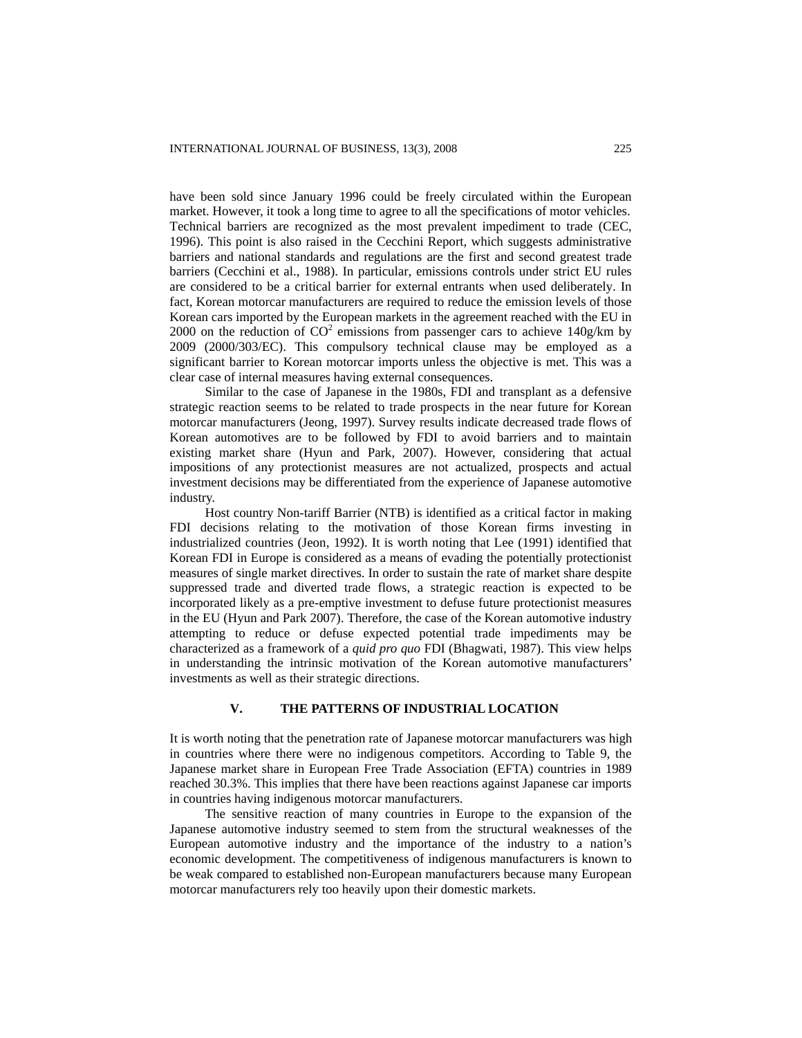have been sold since January 1996 could be freely circulated within the European market. However, it took a long time to agree to all the specifications of motor vehicles. Technical barriers are recognized as the most prevalent impediment to trade (CEC, 1996). This point is also raised in the Cecchini Report, which suggests administrative barriers and national standards and regulations are the first and second greatest trade barriers (Cecchini et al., 1988). In particular, emissions controls under strict EU rules are considered to be a critical barrier for external entrants when used deliberately. In fact, Korean motorcar manufacturers are required to reduce the emission levels of those Korean cars imported by the European markets in the agreement reached with the EU in 2000 on the reduction of $CO^2$ emissions from passenger cars to achieve 140g/km by 2009 (2000/303/EC). This compulsory technical clause may be employed as a significant barrier to Korean motorcar imports unless the objective is met. This was a clear case of internal measures having external consequences.

Similar to the case of Japanese in the 1980s, FDI and transplant as a defensive strategic reaction seems to be related to trade prospects in the near future for Korean motorcar manufacturers (Jeong, 1997). Survey results indicate decreased trade flows of Korean automotives are to be followed by FDI to avoid barriers and to maintain existing market share (Hyun and Park, 2007). However, considering that actual impositions of any protectionist measures are not actualized, prospects and actual investment decisions may be differentiated from the experience of Japanese automotive industry.

Host country Non-tariff Barrier (NTB) is identified as a critical factor in making FDI decisions relating to the motivation of those Korean firms investing in industrialized countries (Jeon, 1992). It is worth noting that Lee (1991) identified that Korean FDI in Europe is considered as a means of evading the potentially protectionist measures of single market directives. In order to sustain the rate of market share despite suppressed trade and diverted trade flows, a strategic reaction is expected to be incorporated likely as a pre-emptive investment to defuse future protectionist measures in the EU (Hyun and Park 2007). Therefore, the case of the Korean automotive industry attempting to reduce or defuse expected potential trade impediments may be characterized as a framework of a *quid pro quo* FDI (Bhagwati, 1987). This view helps in understanding the intrinsic motivation of the Korean automotive manufacturers' investments as well as their strategic directions.

## V. THE PATTERNS OF INDUSTRIAL LOCATION

It is worth noting that the penetration rate of Japanese motorcar manufacturers was high in countries where there were no indigenous competitors. According to Table 9, the Japanese market share in European Free Trade Association (EFTA) countries in 1989 reached 30.3%. This implies that there have been reactions against Japanese car imports in countries having indigenous motorcar manufacturers.

The sensitive reaction of many countries in Europe to the expansion of the Japanese automotive industry seemed to stem from the structural weaknesses of the European automotive industry and the importance of the industry to a nation's economic development. The competitiveness of indigenous manufacturers is known to be weak compared to established non-European manufacturers because many European motorcar manufacturers rely too heavily upon their domestic markets.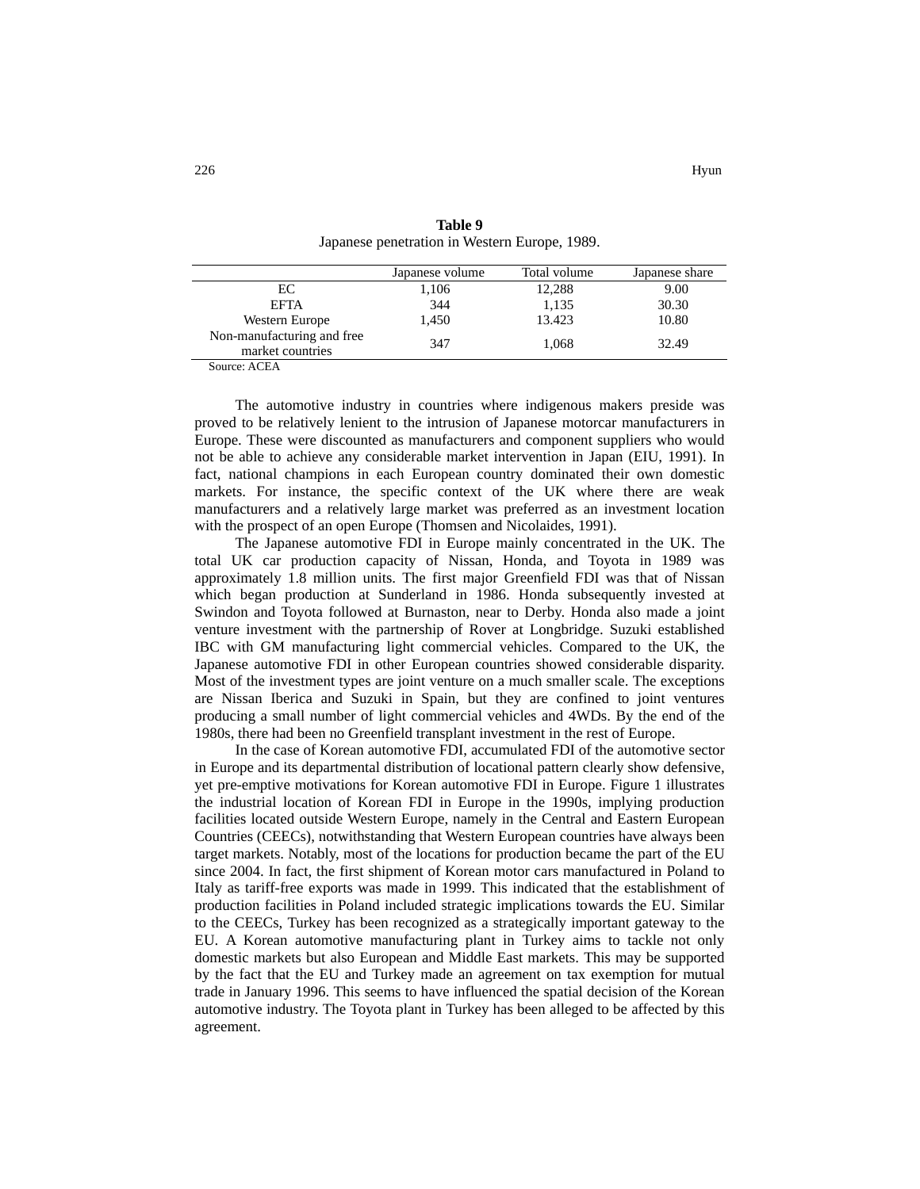**Table 9**
Japanese penetration in Western Europe, 1989.

| | Japanese volume | Total volume | Japanese share |
|---|---|---|---|
| EC | 1,106 | 12,288 | 9.00 |
| EFTA | 344 | 1,135 | 30.30 |
| Western Europe | 1,450 | 13.423 | 10.80 |
| Non-manufacturing and free market countries | 347 | 1,068 | 32.49 |

Source: ACEA

The automotive industry in countries where indigenous makers preside was proved to be relatively lenient to the intrusion of Japanese motorcar manufacturers in Europe. These were discounted as manufacturers and component suppliers who would not be able to achieve any considerable market intervention in Japan (EIU, 1991). In fact, national champions in each European country dominated their own domestic markets. For instance, the specific context of the UK where there are weak manufacturers and a relatively large market was preferred as an investment location with the prospect of an open Europe (Thomsen and Nicolaides, 1991).

The Japanese automotive FDI in Europe mainly concentrated in the UK. The total UK car production capacity of Nissan, Honda, and Toyota in 1989 was approximately 1.8 million units. The first major Greenfield FDI was that of Nissan which began production at Sunderland in 1986. Honda subsequently invested at Swindon and Toyota followed at Burnaston, near to Derby. Honda also made a joint venture investment with the partnership of Rover at Longbridge. Suzuki established IBC with GM manufacturing light commercial vehicles. Compared to the UK, the Japanese automotive FDI in other European countries showed considerable disparity. Most of the investment types are joint venture on a much smaller scale. The exceptions are Nissan Iberica and Suzuki in Spain, but they are confined to joint ventures producing a small number of light commercial vehicles and 4WDs. By the end of the 1980s, there had been no Greenfield transplant investment in the rest of Europe.

In the case of Korean automotive FDI, accumulated FDI of the automotive sector in Europe and its departmental distribution of locational pattern clearly show defensive, yet pre-emptive motivations for Korean automotive FDI in Europe. Figure 1 illustrates the industrial location of Korean FDI in Europe in the 1990s, implying production facilities located outside Western Europe, namely in the Central and Eastern European Countries (CEECs), notwithstanding that Western European countries have always been target markets. Notably, most of the locations for production became the part of the EU since 2004. In fact, the first shipment of Korean motor cars manufactured in Poland to Italy as tariff-free exports was made in 1999. This indicated that the establishment of production facilities in Poland included strategic implications towards the EU. Similar to the CEECs, Turkey has been recognized as a strategically important gateway to the EU. A Korean automotive manufacturing plant in Turkey aims to tackle not only domestic markets but also European and Middle East markets. This may be supported by the fact that the EU and Turkey made an agreement on tax exemption for mutual trade in January 1996. This seems to have influenced the spatial decision of the Korean automotive industry. The Toyota plant in Turkey has been alleged to be affected by this agreement.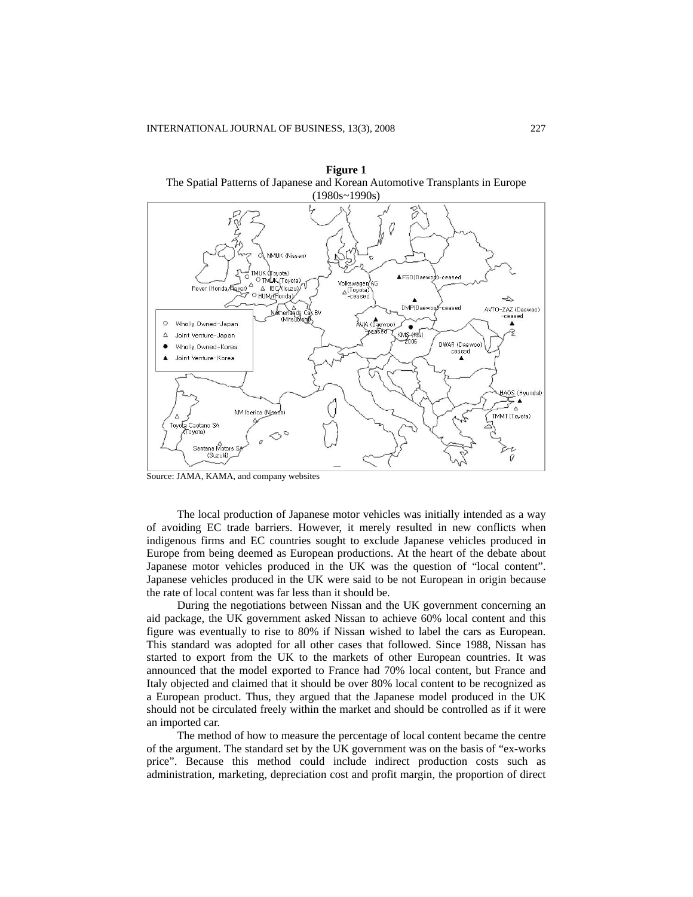**Figure 1**
The Spatial Patterns of Japanese and Korean Automotive Transplants in Europe (1980s~1990s)

Source: JAMA, KAMA, and company websites

The local production of Japanese motor vehicles was initially intended as a way of avoiding EC trade barriers. However, it merely resulted in new conflicts when indigenous firms and EC countries sought to exclude Japanese vehicles produced in Europe from being deemed as European productions. At the heart of the debate about Japanese motor vehicles produced in the UK was the question of "local content". Japanese vehicles produced in the UK were said to be not European in origin because the rate of local content was far less than it should be.

During the negotiations between Nissan and the UK government concerning an aid package, the UK government asked Nissan to achieve 60% local content and this figure was eventually to rise to 80% if Nissan wished to label the cars as European. This standard was adopted for all other cases that followed. Since 1988, Nissan has started to export from the UK to the markets of other European countries. It was announced that the model exported to France had 70% local content, but France and Italy objected and claimed that it should be over 80% local content to be recognized as a European product. Thus, they argued that the Japanese model produced in the UK should not be circulated freely within the market and should be controlled as if it were an imported car.

The method of how to measure the percentage of local content became the centre of the argument. The standard set by the UK government was on the basis of "ex-works price". Because this method could include indirect production costs such as administration, marketing, depreciation cost and profit margin, the proportion of direct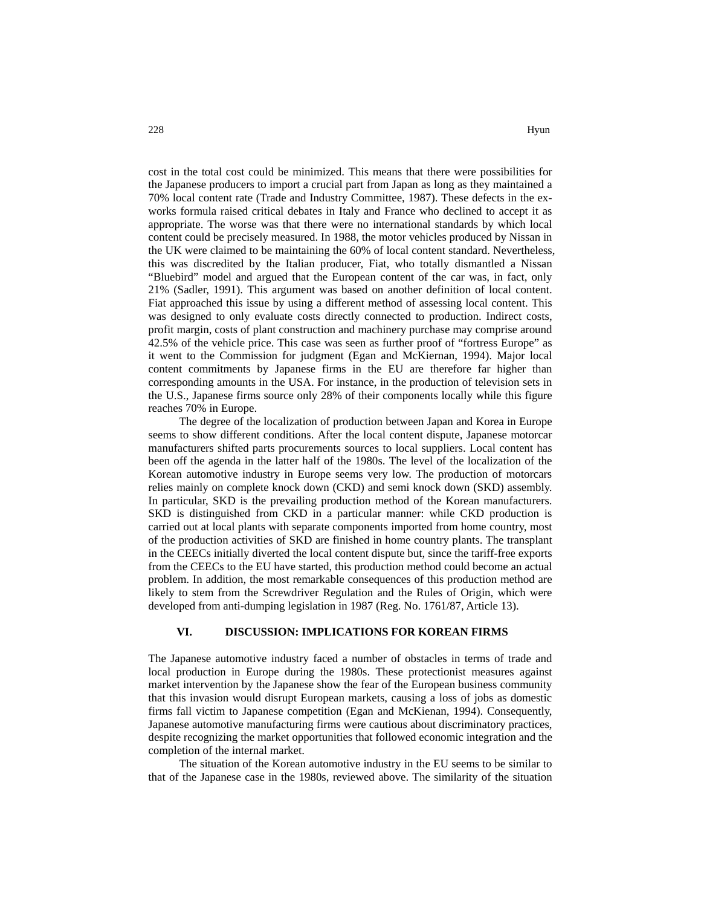cost in the total cost could be minimized. This means that there were possibilities for the Japanese producers to import a crucial part from Japan as long as they maintained a 70% local content rate (Trade and Industry Committee, 1987). These defects in the ex-works formula raised critical debates in Italy and France who declined to accept it as appropriate. The worse was that there were no international standards by which local content could be precisely measured. In 1988, the motor vehicles produced by Nissan in the UK were claimed to be maintaining the 60% of local content standard. Nevertheless, this was discredited by the Italian producer, Fiat, who totally dismantled a Nissan "Bluebird" model and argued that the European content of the car was, in fact, only 21% (Sadler, 1991). This argument was based on another definition of local content. Fiat approached this issue by using a different method of assessing local content. This was designed to only evaluate costs directly connected to production. Indirect costs, profit margin, costs of plant construction and machinery purchase may comprise around 42.5% of the vehicle price. This case was seen as further proof of "fortress Europe" as it went to the Commission for judgment (Egan and McKiernan, 1994). Major local content commitments by Japanese firms in the EU are therefore far higher than corresponding amounts in the USA. For instance, in the production of television sets in the U.S., Japanese firms source only 28% of their components locally while this figure reaches 70% in Europe.

The degree of the localization of production between Japan and Korea in Europe seems to show different conditions. After the local content dispute, Japanese motorcar manufacturers shifted parts procurements sources to local suppliers. Local content has been off the agenda in the latter half of the 1980s. The level of the localization of the Korean automotive industry in Europe seems very low. The production of motorcars relies mainly on complete knock down (CKD) and semi knock down (SKD) assembly. In particular, SKD is the prevailing production method of the Korean manufacturers. SKD is distinguished from CKD in a particular manner: while CKD production is carried out at local plants with separate components imported from home country, most of the production activities of SKD are finished in home country plants. The transplant in the CEECs initially diverted the local content dispute but, since the tariff-free exports from the CEECs to the EU have started, this production method could become an actual problem. In addition, the most remarkable consequences of this production method are likely to stem from the Screwdriver Regulation and the Rules of Origin, which were developed from anti-dumping legislation in 1987 (Reg. No. 1761/87, Article 13).

## VI. DISCUSSION: IMPLICATIONS FOR KOREAN FIRMS

The Japanese automotive industry faced a number of obstacles in terms of trade and local production in Europe during the 1980s. These protectionist measures against market intervention by the Japanese show the fear of the European business community that this invasion would disrupt European markets, causing a loss of jobs as domestic firms fall victim to Japanese competition (Egan and McKienan, 1994). Consequently, Japanese automotive manufacturing firms were cautious about discriminatory practices, despite recognizing the market opportunities that followed economic integration and the completion of the internal market.

The situation of the Korean automotive industry in the EU seems to be similar to that of the Japanese case in the 1980s, reviewed above. The similarity of the situation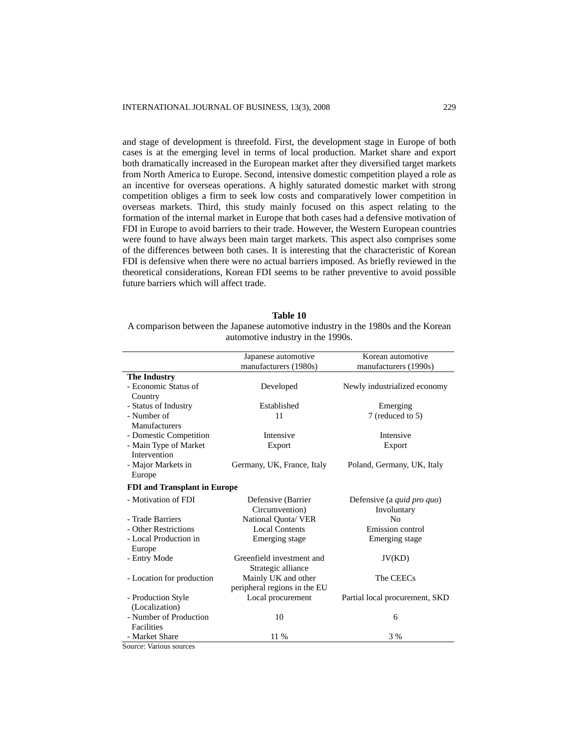and stage of development is threefold. First, the development stage in Europe of both cases is at the emerging level in terms of local production. Market share and export both dramatically increased in the European market after they diversified target markets from North America to Europe. Second, intensive domestic competition played a role as an incentive for overseas operations. A highly saturated domestic market with strong competition obliges a firm to seek low costs and comparatively lower competition in overseas markets. Third, this study mainly focused on this aspect relating to the formation of the internal market in Europe that both cases had a defensive motivation of FDI in Europe to avoid barriers to their trade. However, the Western European countries were found to have always been main target markets. This aspect also comprises some of the differences between both cases. It is interesting that the characteristic of Korean FDI is defensive when there were no actual barriers imposed. As briefly reviewed in the theoretical considerations, Korean FDI seems to be rather preventive to avoid possible future barriers which will affect trade.

**Table 10**

A comparison between the Japanese automotive industry in the 1980s and the Korean automotive industry in the 1990s.

| | Japanese automotive manufacturers (1980s) | Korean automotive manufacturers (1990s) |
|---|---|---|
| **The Industry** | | |
| - Economic Status of Country | Developed | Newly industrialized economy |
| - Status of Industry | Established | Emerging |
| - Number of Manufacturers | 11 | 7 (reduced to 5) |
| - Domestic Competition | Intensive | Intensive |
| - Main Type of Market Intervention | Export | Export |
| - Major Markets in Europe | Germany, UK, France, Italy | Poland, Germany, UK, Italy |
| **FDI and Transplant in Europe** | | |
| - Motivation of FDI | Defensive (Barrier Circumvention) | Defensive (a *quid pro quo*) Involuntary |
| - Trade Barriers | National Quota/ VER | No |
| - Other Restrictions | Local Contents | Emission control |
| - Local Production in Europe | Emerging stage | Emerging stage |
| - Entry Mode | Greenfield investment and Strategic alliance | JV(KD) |
| - Location for production | Mainly UK and other peripheral regions in the EU | The CEECs |
| - Production Style (Localization) | Local procurement | Partial local procurement, SKD |
| - Number of Production Facilities | 10 | 6 |
| - Market Share | 11 % | 3 % |

Source: Various sources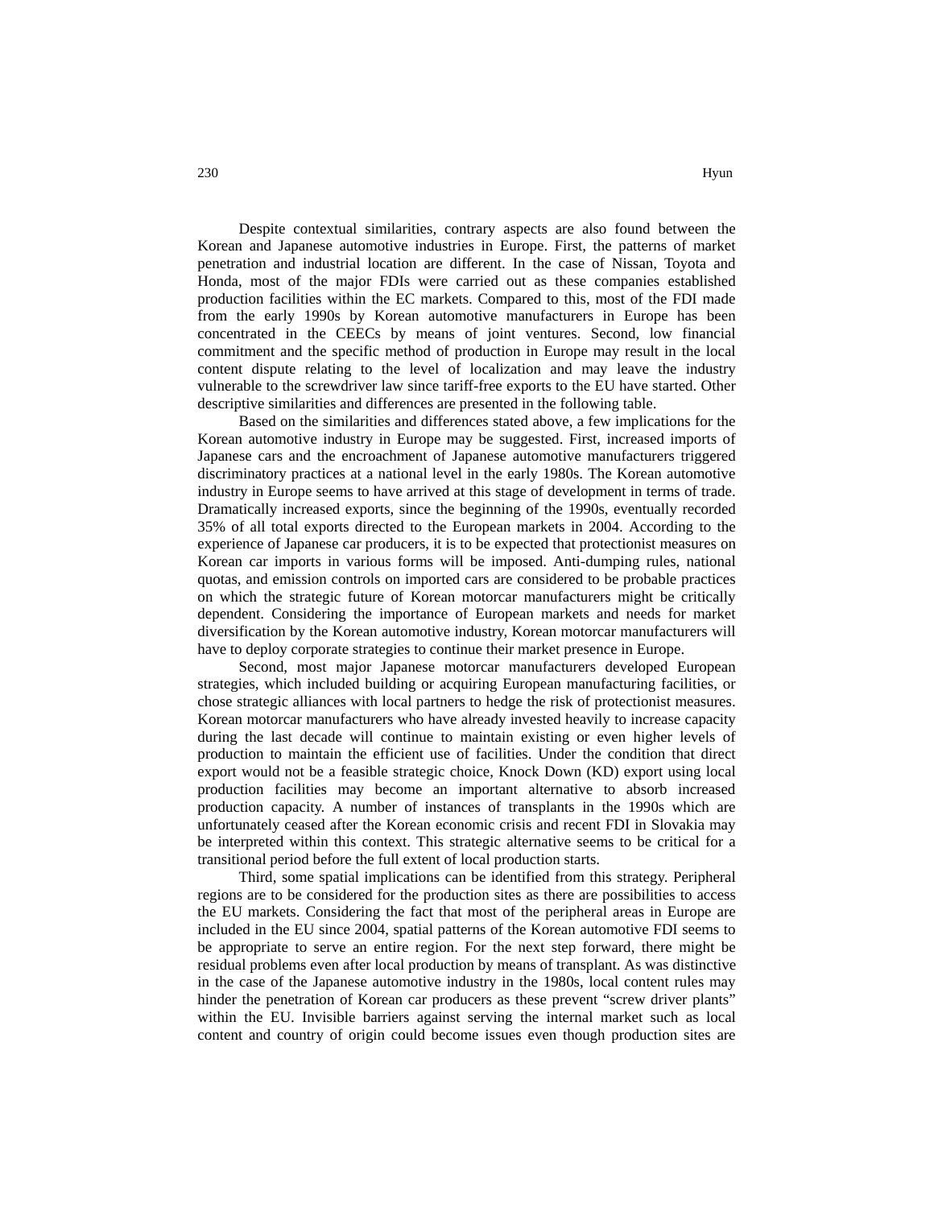Despite contextual similarities, contrary aspects are also found between the Korean and Japanese automotive industries in Europe. First, the patterns of market penetration and industrial location are different. In the case of Nissan, Toyota and Honda, most of the major FDIs were carried out as these companies established production facilities within the EC markets. Compared to this, most of the FDI made from the early 1990s by Korean automotive manufacturers in Europe has been concentrated in the CEECs by means of joint ventures. Second, low financial commitment and the specific method of production in Europe may result in the local content dispute relating to the level of localization and may leave the industry vulnerable to the screwdriver law since tariff-free exports to the EU have started. Other descriptive similarities and differences are presented in the following table.

Based on the similarities and differences stated above, a few implications for the Korean automotive industry in Europe may be suggested. First, increased imports of Japanese cars and the encroachment of Japanese automotive manufacturers triggered discriminatory practices at a national level in the early 1980s. The Korean automotive industry in Europe seems to have arrived at this stage of development in terms of trade. Dramatically increased exports, since the beginning of the 1990s, eventually recorded 35% of all total exports directed to the European markets in 2004. According to the experience of Japanese car producers, it is to be expected that protectionist measures on Korean car imports in various forms will be imposed. Anti-dumping rules, national quotas, and emission controls on imported cars are considered to be probable practices on which the strategic future of Korean motorcar manufacturers might be critically dependent. Considering the importance of European markets and needs for market diversification by the Korean automotive industry, Korean motorcar manufacturers will have to deploy corporate strategies to continue their market presence in Europe.

Second, most major Japanese motorcar manufacturers developed European strategies, which included building or acquiring European manufacturing facilities, or chose strategic alliances with local partners to hedge the risk of protectionist measures. Korean motorcar manufacturers who have already invested heavily to increase capacity during the last decade will continue to maintain existing or even higher levels of production to maintain the efficient use of facilities. Under the condition that direct export would not be a feasible strategic choice, Knock Down (KD) export using local production facilities may become an important alternative to absorb increased production capacity. A number of instances of transplants in the 1990s which are unfortunately ceased after the Korean economic crisis and recent FDI in Slovakia may be interpreted within this context. This strategic alternative seems to be critical for a transitional period before the full extent of local production starts.

Third, some spatial implications can be identified from this strategy. Peripheral regions are to be considered for the production sites as there are possibilities to access the EU markets. Considering the fact that most of the peripheral areas in Europe are included in the EU since 2004, spatial patterns of the Korean automotive FDI seems to be appropriate to serve an entire region. For the next step forward, there might be residual problems even after local production by means of transplant. As was distinctive in the case of the Japanese automotive industry in the 1980s, local content rules may hinder the penetration of Korean car producers as these prevent "screw driver plants" within the EU. Invisible barriers against serving the internal market such as local content and country of origin could become issues even though production sites are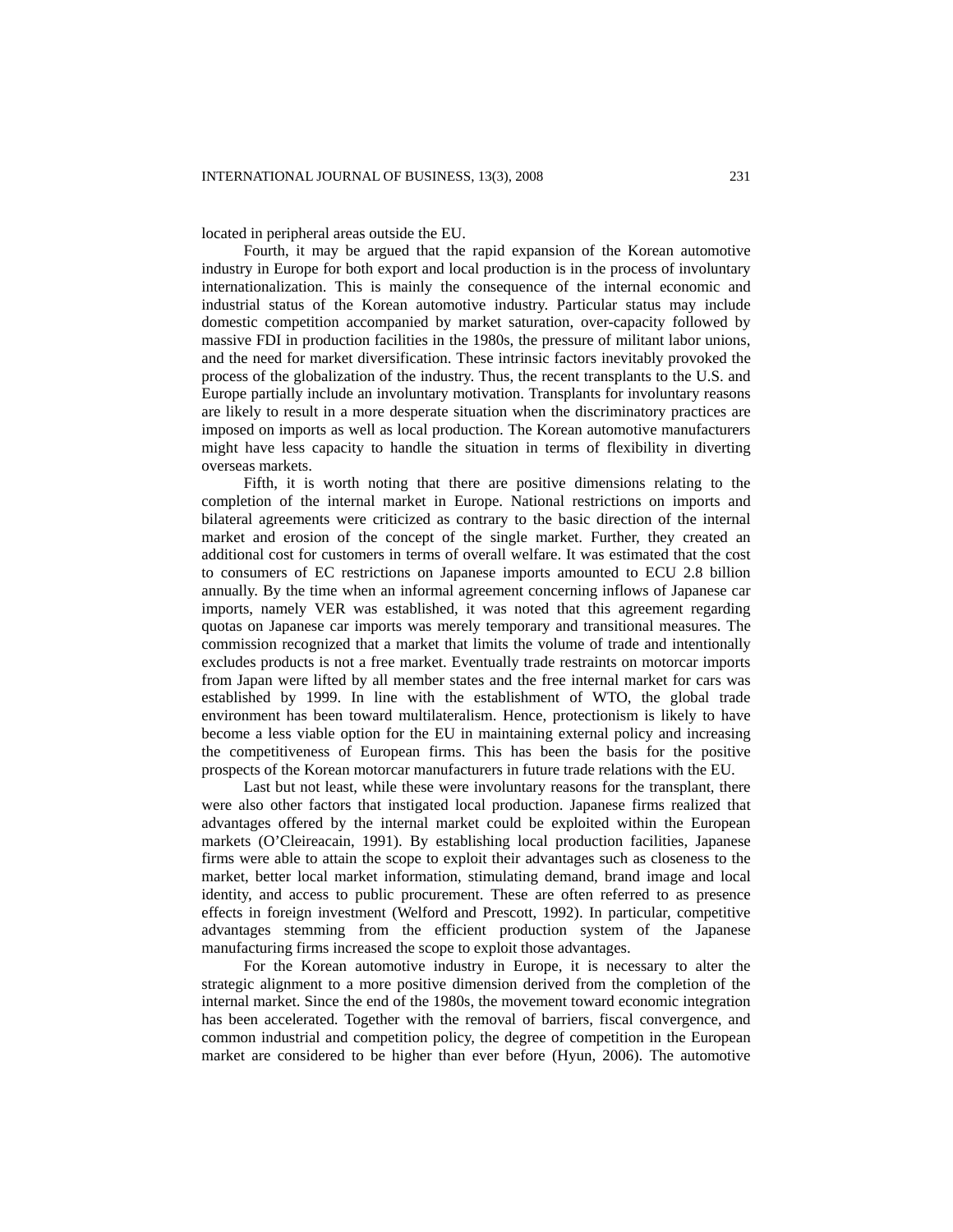located in peripheral areas outside the EU.

Fourth, it may be argued that the rapid expansion of the Korean automotive industry in Europe for both export and local production is in the process of involuntary internationalization. This is mainly the consequence of the internal economic and industrial status of the Korean automotive industry. Particular status may include domestic competition accompanied by market saturation, over-capacity followed by massive FDI in production facilities in the 1980s, the pressure of militant labor unions, and the need for market diversification. These intrinsic factors inevitably provoked the process of the globalization of the industry. Thus, the recent transplants to the U.S. and Europe partially include an involuntary motivation. Transplants for involuntary reasons are likely to result in a more desperate situation when the discriminatory practices are imposed on imports as well as local production. The Korean automotive manufacturers might have less capacity to handle the situation in terms of flexibility in diverting overseas markets.

Fifth, it is worth noting that there are positive dimensions relating to the completion of the internal market in Europe. National restrictions on imports and bilateral agreements were criticized as contrary to the basic direction of the internal market and erosion of the concept of the single market. Further, they created an additional cost for customers in terms of overall welfare. It was estimated that the cost to consumers of EC restrictions on Japanese imports amounted to ECU 2.8 billion annually. By the time when an informal agreement concerning inflows of Japanese car imports, namely VER was established, it was noted that this agreement regarding quotas on Japanese car imports was merely temporary and transitional measures. The commission recognized that a market that limits the volume of trade and intentionally excludes products is not a free market. Eventually trade restraints on motorcar imports from Japan were lifted by all member states and the free internal market for cars was established by 1999. In line with the establishment of WTO, the global trade environment has been toward multilateralism. Hence, protectionism is likely to have become a less viable option for the EU in maintaining external policy and increasing the competitiveness of European firms. This has been the basis for the positive prospects of the Korean motorcar manufacturers in future trade relations with the EU.

Last but not least, while these were involuntary reasons for the transplant, there were also other factors that instigated local production. Japanese firms realized that advantages offered by the internal market could be exploited within the European markets (O'Cleireacain, 1991). By establishing local production facilities, Japanese firms were able to attain the scope to exploit their advantages such as closeness to the market, better local market information, stimulating demand, brand image and local identity, and access to public procurement. These are often referred to as presence effects in foreign investment (Welford and Prescott, 1992). In particular, competitive advantages stemming from the efficient production system of the Japanese manufacturing firms increased the scope to exploit those advantages.

For the Korean automotive industry in Europe, it is necessary to alter the strategic alignment to a more positive dimension derived from the completion of the internal market. Since the end of the 1980s, the movement toward economic integration has been accelerated. Together with the removal of barriers, fiscal convergence, and common industrial and competition policy, the degree of competition in the European market are considered to be higher than ever before (Hyun, 2006). The automotive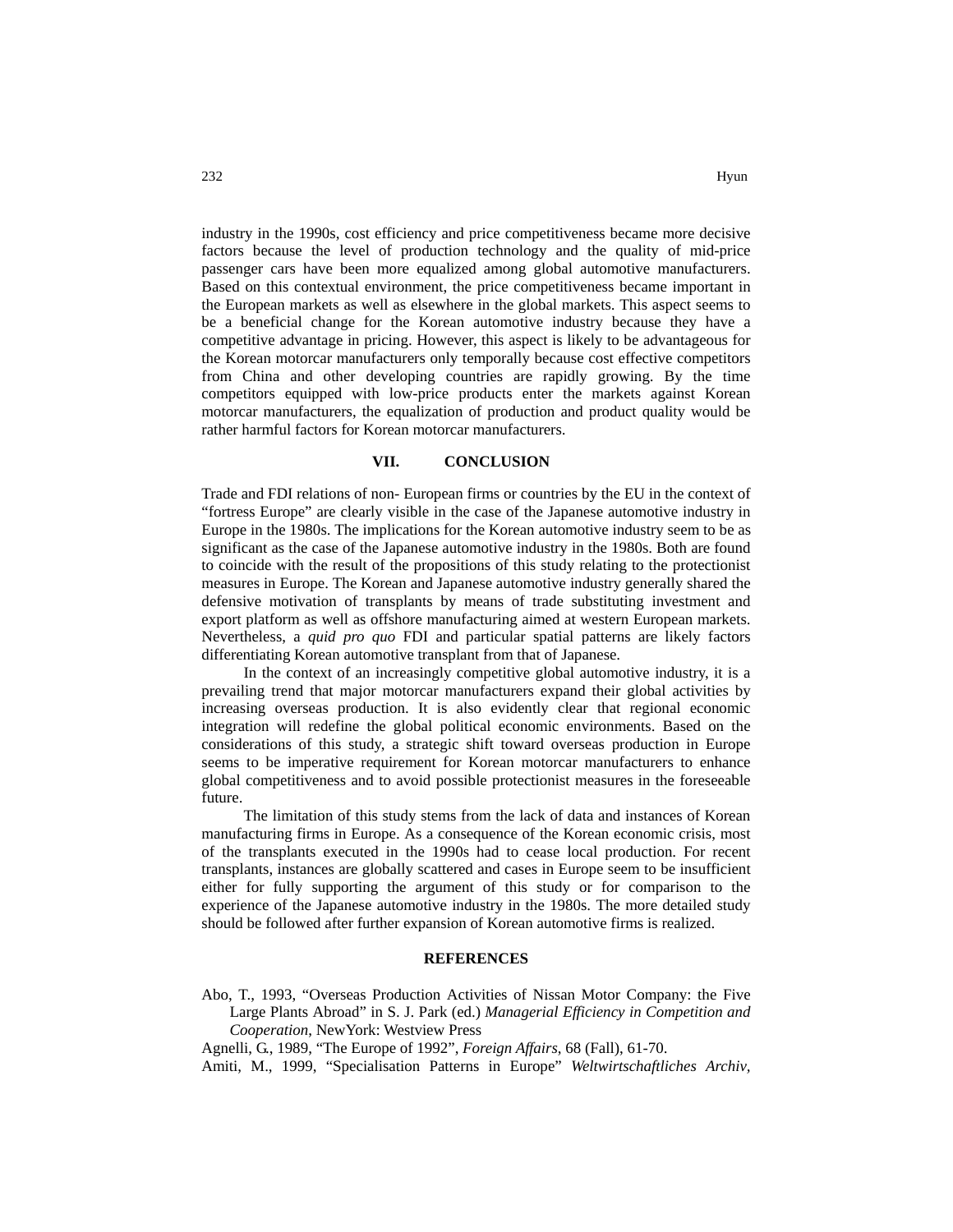industry in the 1990s, cost efficiency and price competitiveness became more decisive factors because the level of production technology and the quality of mid-price passenger cars have been more equalized among global automotive manufacturers. Based on this contextual environment, the price competitiveness became important in the European markets as well as elsewhere in the global markets. This aspect seems to be a beneficial change for the Korean automotive industry because they have a competitive advantage in pricing. However, this aspect is likely to be advantageous for the Korean motorcar manufacturers only temporally because cost effective competitors from China and other developing countries are rapidly growing. By the time competitors equipped with low-price products enter the markets against Korean motorcar manufacturers, the equalization of production and product quality would be rather harmful factors for Korean motorcar manufacturers.

## VII. CONCLUSION

Trade and FDI relations of non- European firms or countries by the EU in the context of "fortress Europe" are clearly visible in the case of the Japanese automotive industry in Europe in the 1980s. The implications for the Korean automotive industry seem to be as significant as the case of the Japanese automotive industry in the 1980s. Both are found to coincide with the result of the propositions of this study relating to the protectionist measures in Europe. The Korean and Japanese automotive industry generally shared the defensive motivation of transplants by means of trade substituting investment and export platform as well as offshore manufacturing aimed at western European markets. Nevertheless, a *quid pro quo* FDI and particular spatial patterns are likely factors differentiating Korean automotive transplant from that of Japanese.

In the context of an increasingly competitive global automotive industry, it is a prevailing trend that major motorcar manufacturers expand their global activities by increasing overseas production. It is also evidently clear that regional economic integration will redefine the global political economic environments. Based on the considerations of this study, a strategic shift toward overseas production in Europe seems to be imperative requirement for Korean motorcar manufacturers to enhance global competitiveness and to avoid possible protectionist measures in the foreseeable future.

The limitation of this study stems from the lack of data and instances of Korean manufacturing firms in Europe. As a consequence of the Korean economic crisis, most of the transplants executed in the 1990s had to cease local production. For recent transplants, instances are globally scattered and cases in Europe seem to be insufficient either for fully supporting the argument of this study or for comparison to the experience of the Japanese automotive industry in the 1980s. The more detailed study should be followed after further expansion of Korean automotive firms is realized.

## REFERENCES

Abo, T., 1993, "Overseas Production Activities of Nissan Motor Company: the Five Large Plants Abroad" in S. J. Park (ed.) *Managerial Efficiency in Competition and Cooperation*, NewYork: Westview Press

Agnelli, G., 1989, "The Europe of 1992", *Foreign Affairs*, 68 (Fall), 61-70.

Amiti, M., 1999, "Specialisation Patterns in Europe" *Weltwirtschaftliches Archiv*,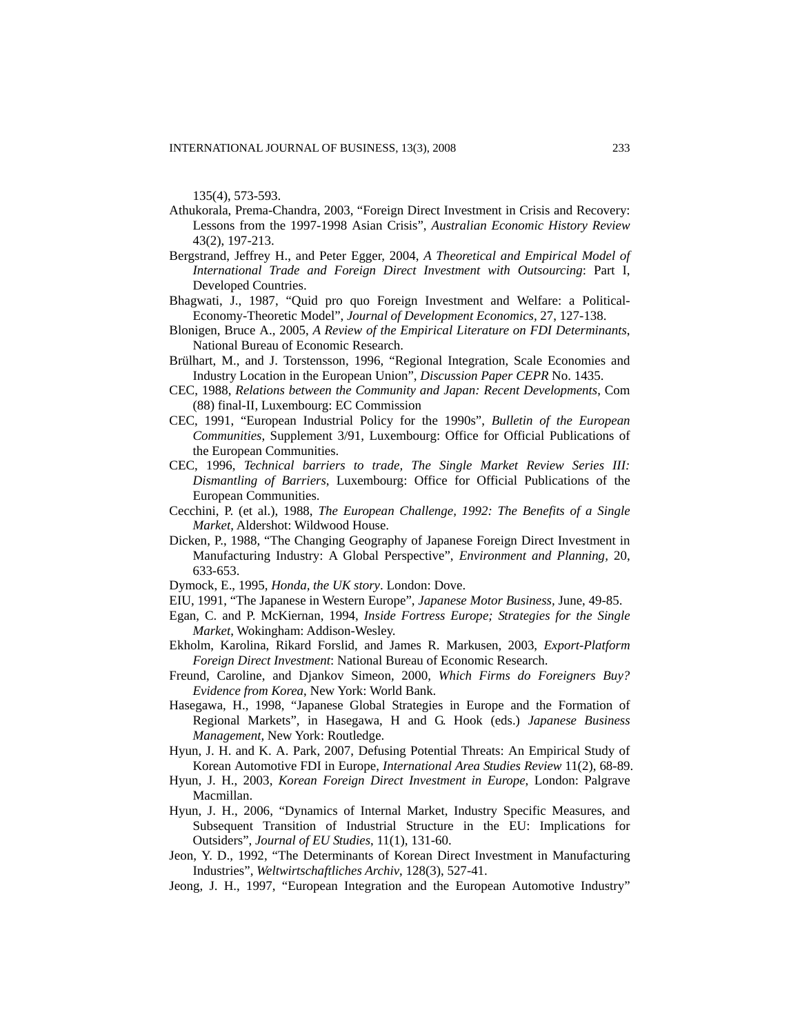135(4), 573-593.

Athukorala, Prema-Chandra, 2003, "Foreign Direct Investment in Crisis and Recovery: Lessons from the 1997-1998 Asian Crisis", *Australian Economic History Review* 43(2), 197-213.

Bergstrand, Jeffrey H., and Peter Egger, 2004, *A Theoretical and Empirical Model of International Trade and Foreign Direct Investment with Outsourcing*: Part I, Developed Countries.

Bhagwati, J., 1987, "Quid pro quo Foreign Investment and Welfare: a Political-Economy-Theoretic Model", *Journal of Development Economics*, 27, 127-138.

Blonigen, Bruce A., 2005, *A Review of the Empirical Literature on FDI Determinants*, National Bureau of Economic Research.

Brülhart, M., and J. Torstensson, 1996, "Regional Integration, Scale Economies and Industry Location in the European Union", *Discussion Paper CEPR* No. 1435.

CEC, 1988, *Relations between the Community and Japan: Recent Developments*, Com (88) final-II, Luxembourg: EC Commission

CEC, 1991, "European Industrial Policy for the 1990s", *Bulletin of the European Communities*, Supplement 3/91, Luxembourg: Office for Official Publications of the European Communities.

CEC, 1996, *Technical barriers to trade, The Single Market Review Series III: Dismantling of Barriers*, Luxembourg: Office for Official Publications of the European Communities.

Cecchini, P. (et al.), 1988, *The European Challenge, 1992: The Benefits of a Single Market*, Aldershot: Wildwood House.

Dicken, P., 1988, "The Changing Geography of Japanese Foreign Direct Investment in Manufacturing Industry: A Global Perspective", *Environment and Planning*, 20, 633-653.

Dymock, E., 1995, *Honda, the UK story*. London: Dove.

EIU, 1991, "The Japanese in Western Europe", *Japanese Motor Business*, June, 49-85.

Egan, C. and P. McKiernan, 1994, *Inside Fortress Europe; Strategies for the Single Market*, Wokingham: Addison-Wesley.

Ekholm, Karolina, Rikard Forslid, and James R. Markusen, 2003, *Export-Platform Foreign Direct Investment*: National Bureau of Economic Research.

Freund, Caroline, and Djankov Simeon, 2000, *Which Firms do Foreigners Buy? Evidence from Korea*, New York: World Bank.

Hasegawa, H., 1998, "Japanese Global Strategies in Europe and the Formation of Regional Markets", in Hasegawa, H and G. Hook (eds.) *Japanese Business Management*, New York: Routledge.

Hyun, J. H. and K. A. Park, 2007, Defusing Potential Threats: An Empirical Study of Korean Automotive FDI in Europe, *International Area Studies Review* 11(2), 68-89.

Hyun, J. H., 2003, *Korean Foreign Direct Investment in Europe*, London: Palgrave Macmillan.

Hyun, J. H., 2006, "Dynamics of Internal Market, Industry Specific Measures, and Subsequent Transition of Industrial Structure in the EU: Implications for Outsiders", *Journal of EU Studies*, 11(1), 131-60.

Jeon, Y. D., 1992, "The Determinants of Korean Direct Investment in Manufacturing Industries", *Weltwirtschaftliches Archiv*, 128(3), 527-41.

Jeong, J. H., 1997, "European Integration and the European Automotive Industry"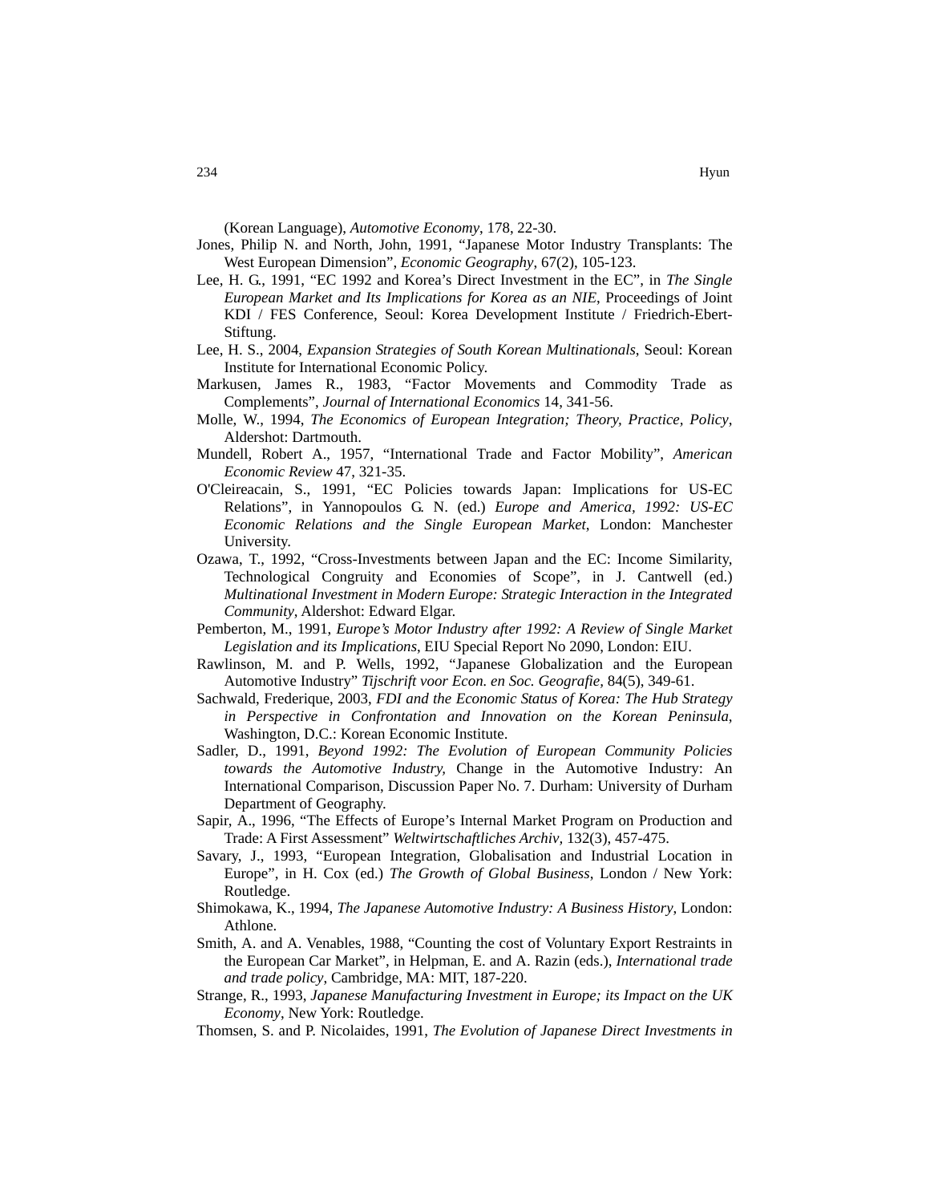(Korean Language), *Automotive Economy*, 178, 22-30.

Jones, Philip N. and North, John, 1991, "Japanese Motor Industry Transplants: The West European Dimension", *Economic Geography*, 67(2), 105-123.

Lee, H. G., 1991, "EC 1992 and Korea's Direct Investment in the EC", in *The Single European Market and Its Implications for Korea as an NIE*, Proceedings of Joint KDI / FES Conference, Seoul: Korea Development Institute / Friedrich-Ebert-Stiftung.

Lee, H. S., 2004, *Expansion Strategies of South Korean Multinationals*, Seoul: Korean Institute for International Economic Policy.

Markusen, James R., 1983, "Factor Movements and Commodity Trade as Complements", *Journal of International Economics* 14, 341-56.

Molle, W., 1994, *The Economics of European Integration; Theory, Practice, Policy*, Aldershot: Dartmouth.

Mundell, Robert A., 1957, "International Trade and Factor Mobility", *American Economic Review* 47, 321-35.

O'Cleireacain, S., 1991, "EC Policies towards Japan: Implications for US-EC Relations", in Yannopoulos G. N. (ed.) *Europe and America, 1992: US-EC Economic Relations and the Single European Market*, London: Manchester University.

Ozawa, T., 1992, "Cross-Investments between Japan and the EC: Income Similarity, Technological Congruity and Economies of Scope", in J. Cantwell (ed.) *Multinational Investment in Modern Europe: Strategic Interaction in the Integrated Community*, Aldershot: Edward Elgar.

Pemberton, M., 1991, *Europe's Motor Industry after 1992: A Review of Single Market Legislation and its Implications*, EIU Special Report No 2090, London: EIU.

Rawlinson, M. and P. Wells, 1992, "Japanese Globalization and the European Automotive Industry" *Tijschrift voor Econ. en Soc. Geografie*, 84(5), 349-61.

Sachwald, Frederique, 2003, *FDI and the Economic Status of Korea: The Hub Strategy in Perspective in Confrontation and Innovation on the Korean Peninsula*, Washington, D.C.: Korean Economic Institute.

Sadler, D., 1991, *Beyond 1992: The Evolution of European Community Policies towards the Automotive Industry,* Change in the Automotive Industry: An International Comparison, Discussion Paper No. 7. Durham: University of Durham Department of Geography.

Sapir, A., 1996, "The Effects of Europe's Internal Market Program on Production and Trade: A First Assessment" *Weltwirtschaftliches Archiv*, 132(3), 457-475.

Savary, J., 1993, "European Integration, Globalisation and Industrial Location in Europe", in H. Cox (ed.) *The Growth of Global Business*, London / New York: Routledge.

Shimokawa, K., 1994, *The Japanese Automotive Industry: A Business History*, London: Athlone.

Smith, A. and A. Venables, 1988, "Counting the cost of Voluntary Export Restraints in the European Car Market", in Helpman, E. and A. Razin (eds.), *International trade and trade policy*, Cambridge, MA: MIT, 187-220.

Strange, R., 1993, *Japanese Manufacturing Investment in Europe; its Impact on the UK Economy*, New York: Routledge.

Thomsen, S. and P. Nicolaides, 1991, *The Evolution of Japanese Direct Investments in*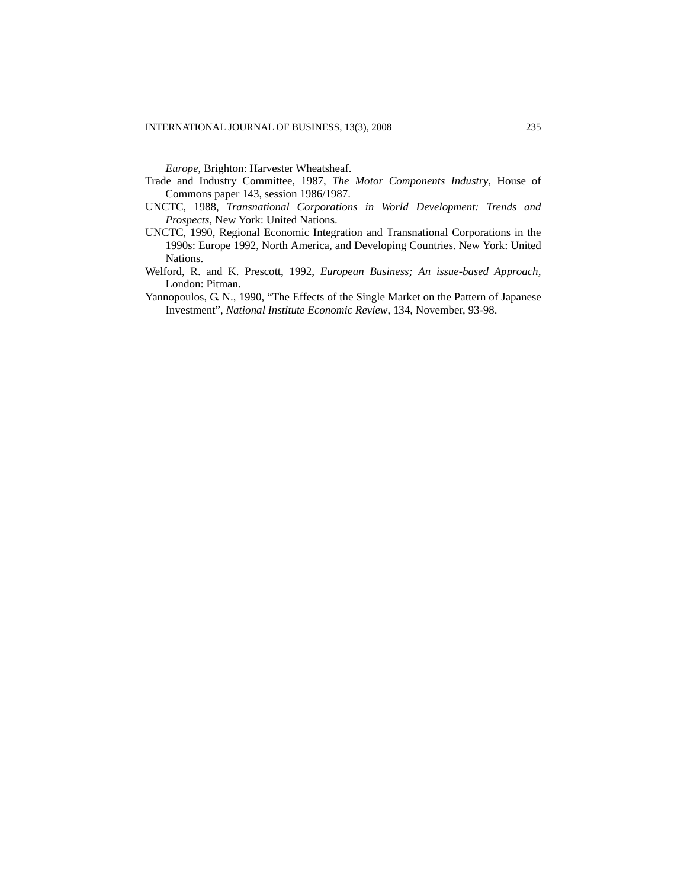*Europe*, Brighton: Harvester Wheatsheaf.

Trade and Industry Committee, 1987, *The Motor Components Industry*, House of Commons paper 143, session 1986/1987.

UNCTC, 1988, *Transnational Corporations in World Development: Trends and Prospects*, New York: United Nations.

UNCTC, 1990, Regional Economic Integration and Transnational Corporations in the 1990s: Europe 1992, North America, and Developing Countries. New York: United Nations.

Welford, R. and K. Prescott, 1992, *European Business; An issue-based Approach*, London: Pitman.

Yannopoulos, G. N., 1990, "The Effects of the Single Market on the Pattern of Japanese Investment", *National Institute Economic Review*, 134, November, 93-98.